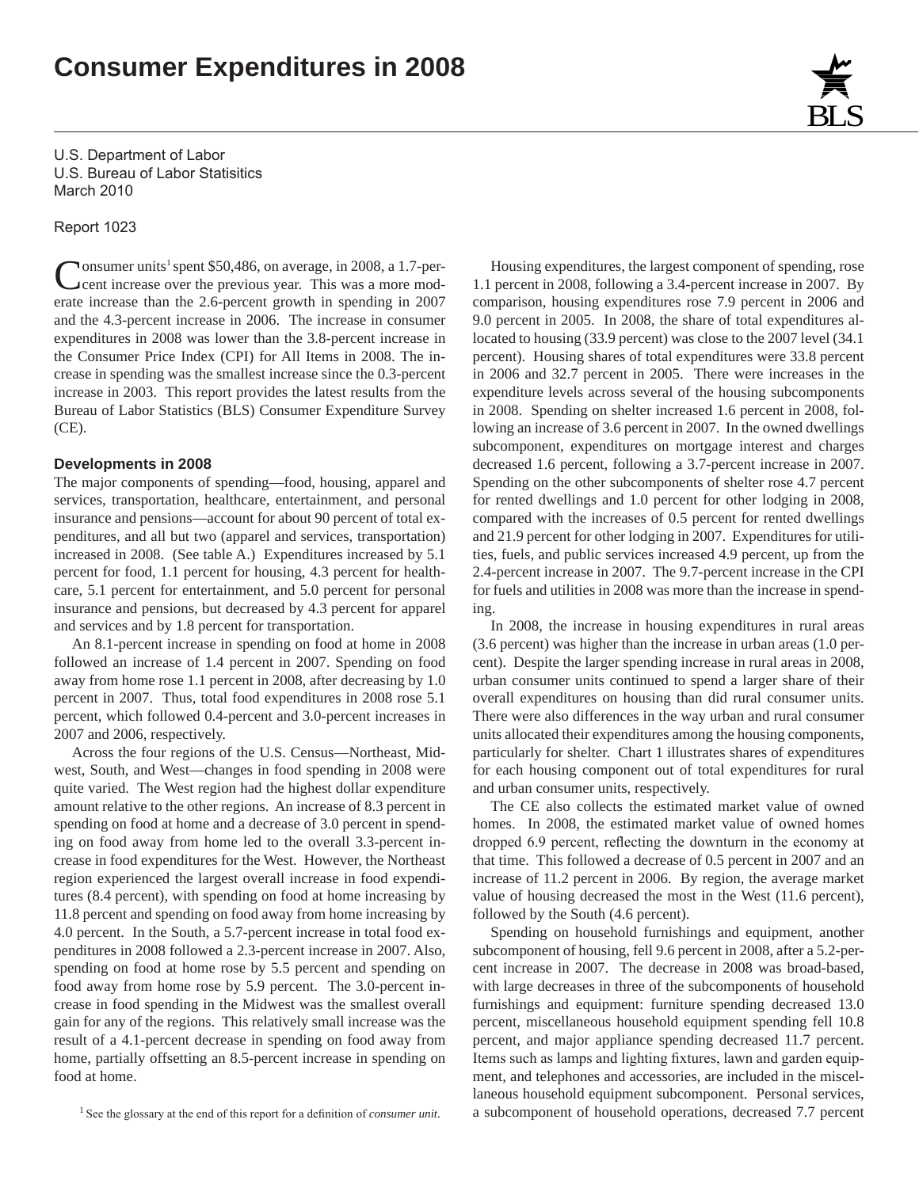# Consumer Expenditures in 2008

U.S. Department of Labor
U.S. Bureau of Labor Statisitics
March 2010

Report 1023

Consumer units[1] spent $50,486, on average, in 2008, a 1.7-percent increase over the previous year. This was a more moderate increase than the 2.6-percent growth in spending in 2007 and the 4.3-percent increase in 2006. The increase in consumer expenditures in 2008 was lower than the 3.8-percent increase in the Consumer Price Index (CPI) for All Items in 2008. The increase in spending was the smallest increase since the 0.3-percent increase in 2003. This report provides the latest results from the Bureau of Labor Statistics (BLS) Consumer Expenditure Survey (CE).

### Developments in 2008

The major components of spending—food, housing, apparel and services, transportation, healthcare, entertainment, and personal insurance and pensions—account for about 90 percent of total expenditures, and all but two (apparel and services, transportation) increased in 2008. (See table A.) Expenditures increased by 5.1 percent for food, 1.1 percent for housing, 4.3 percent for healthcare, 5.1 percent for entertainment, and 5.0 percent for personal insurance and pensions, but decreased by 4.3 percent for apparel and services and by 1.8 percent for transportation.

An 8.1-percent increase in spending on food at home in 2008 followed an increase of 1.4 percent in 2007. Spending on food away from home rose 1.1 percent in 2008, after decreasing by 1.0 percent in 2007. Thus, total food expenditures in 2008 rose 5.1 percent, which followed 0.4-percent and 3.0-percent increases in 2007 and 2006, respectively.

Across the four regions of the U.S. Census—Northeast, Midwest, South, and West—changes in food spending in 2008 were quite varied. The West region had the highest dollar expenditure amount relative to the other regions. An increase of 8.3 percent in spending on food at home and a decrease of 3.0 percent in spending on food away from home led to the overall 3.3-percent increase in food expenditures for the West. However, the Northeast region experienced the largest overall increase in food expenditures (8.4 percent), with spending on food at home increasing by 11.8 percent and spending on food away from home increasing by 4.0 percent. In the South, a 5.7-percent increase in total food expenditures in 2008 followed a 2.3-percent increase in 2007. Also, spending on food at home rose by 5.5 percent and spending on food away from home rose by 5.9 percent. The 3.0-percent increase in food spending in the Midwest was the smallest overall gain for any of the regions. This relatively small increase was the result of a 4.1-percent decrease in spending on food away from home, partially offsetting an 8.5-percent increase in spending on food at home.

Housing expenditures, the largest component of spending, rose 1.1 percent in 2008, following a 3.4-percent increase in 2007. By comparison, housing expenditures rose 7.9 percent in 2006 and 9.0 percent in 2005. In 2008, the share of total expenditures allocated to housing (33.9 percent) was close to the 2007 level (34.1 percent). Housing shares of total expenditures were 33.8 percent in 2006 and 32.7 percent in 2005. There were increases in the expenditure levels across several of the housing subcomponents in 2008. Spending on shelter increased 1.6 percent in 2008, following an increase of 3.6 percent in 2007. In the owned dwellings subcomponent, expenditures on mortgage interest and charges decreased 1.6 percent, following a 3.7-percent increase in 2007. Spending on the other subcomponents of shelter rose 4.7 percent for rented dwellings and 1.0 percent for other lodging in 2008, compared with the increases of 0.5 percent for rented dwellings and 21.9 percent for other lodging in 2007. Expenditures for utilities, fuels, and public services increased 4.9 percent, up from the 2.4-percent increase in 2007. The 9.7-percent increase in the CPI for fuels and utilities in 2008 was more than the increase in spending.

In 2008, the increase in housing expenditures in rural areas (3.6 percent) was higher than the increase in urban areas (1.0 percent). Despite the larger spending increase in rural areas in 2008, urban consumer units continued to spend a larger share of their overall expenditures on housing than did rural consumer units. There were also differences in the way urban and rural consumer units allocated their expenditures among the housing components, particularly for shelter. Chart 1 illustrates shares of expenditures for each housing component out of total expenditures for rural and urban consumer units, respectively.

The CE also collects the estimated market value of owned homes. In 2008, the estimated market value of owned homes dropped 6.9 percent, reflecting the downturn in the economy at that time. This followed a decrease of 0.5 percent in 2007 and an increase of 11.2 percent in 2006. By region, the average market value of housing decreased the most in the West (11.6 percent), followed by the South (4.6 percent).

Spending on household furnishings and equipment, another subcomponent of housing, fell 9.6 percent in 2008, after a 5.2-percent increase in 2007. The decrease in 2008 was broad-based, with large decreases in three of the subcomponents of household furnishings and equipment: furniture spending decreased 13.0 percent, miscellaneous household equipment spending fell 10.8 percent, and major appliance spending decreased 11.7 percent. Items such as lamps and lighting fixtures, lawn and garden equipment, and telephones and accessories, are included in the miscellaneous household equipment subcomponent. Personal services, a subcomponent of household operations, decreased 7.7 percent

[1] See the glossary at the end of this report for a definition of *consumer unit*.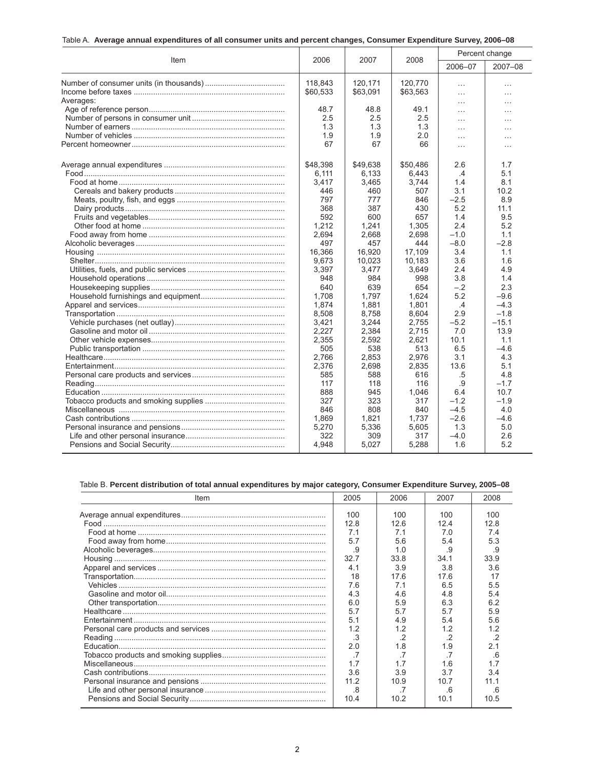Table A. **Average annual expenditures of all consumer units and percent changes, Consumer Expenditure Survey, 2006–08**

| Item | 2006 | 2007 | 2008 | Percent change | |
|---|---|---|---|---|---|
| | | | | 2006–07 | 2007–08 |
| Number of consumer units (in thousands) | 118,843 | 120,171 | 120,770 | … | … |
| Income before taxes | $60,533 | $63,091 | $63,563 | … | … |
| Averages: | | | | … | … |
| Age of reference person | 48.7 | 48.8 | 49.1 | … | … |
| Number of persons in consumer unit | 2.5 | 2.5 | 2.5 | … | … |
| Number of earners | 1.3 | 1.3 | 1.3 | … | … |
| Number of vehicles | 1.9 | 1.9 | 2.0 | … | … |
| Percent homeowner | 67 | 67 | 66 | … | … |
| Average annual expenditures | $48,398 | $49,638 | $50,486 | 2.6 | 1.7 |
| Food | 6,111 | 6,133 | 6,443 | .4 | 5.1 |
| Food at home | 3,417 | 3,465 | 3,744 | 1.4 | 8.1 |
| Cereals and bakery products | 446 | 460 | 507 | 3.1 | 10.2 |
| Meats, poultry, fish, and eggs | 797 | 777 | 846 | –2.5 | 8.9 |
| Dairy products | 368 | 387 | 430 | 5.2 | 11.1 |
| Fruits and vegetables | 592 | 600 | 657 | 1.4 | 9.5 |
| Other food at home | 1,212 | 1,241 | 1,305 | 2.4 | 5.2 |
| Food away from home | 2,694 | 2,668 | 2,698 | –1.0 | 1.1 |
| Alcoholic beverages | 497 | 457 | 444 | –8.0 | –2.8 |
| Housing | 16,366 | 16,920 | 17,109 | 3.4 | 1.1 |
| Shelter | 9,673 | 10,023 | 10,183 | 3.6 | 1.6 |
| Utilities, fuels, and public services | 3,397 | 3,477 | 3,649 | 2.4 | 4.9 |
| Household operations | 948 | 984 | 998 | 3.8 | 1.4 |
| Housekeeping supplies | 640 | 639 | 654 | –.2 | 2.3 |
| Household furnishings and equipment | 1,708 | 1,797 | 1,624 | 5.2 | –9.6 |
| Apparel and services | 1,874 | 1,881 | 1,801 | .4 | –4.3 |
| Transportation | 8,508 | 8,758 | 8,604 | 2.9 | –1.8 |
| Vehicle purchases (net outlay) | 3,421 | 3,244 | 2,755 | –5.2 | –15.1 |
| Gasoline and motor oil | 2,227 | 2,384 | 2,715 | 7.0 | 13.9 |
| Other vehicle expenses | 2,355 | 2,592 | 2,621 | 10.1 | 1.1 |
| Public transportation | 505 | 538 | 513 | 6.5 | –4.6 |
| Healthcare | 2,766 | 2,853 | 2,976 | 3.1 | 4.3 |
| Entertainment | 2,376 | 2,698 | 2,835 | 13.6 | 5.1 |
| Personal care products and services | 585 | 588 | 616 | .5 | 4.8 |
| Reading | 117 | 118 | 116 | .9 | –1.7 |
| Education | 888 | 945 | 1,046 | 6.4 | 10.7 |
| Tobacco products and smoking supplies | 327 | 323 | 317 | –1.2 | –1.9 |
| Miscellaneous | 846 | 808 | 840 | –4.5 | 4.0 |
| Cash contributions | 1,869 | 1,821 | 1,737 | –2.6 | –4.6 |
| Personal insurance and pensions | 5,270 | 5,336 | 5,605 | 1.3 | 5.0 |
| Life and other personal insurance | 322 | 309 | 317 | –4.0 | 2.6 |
| Pensions and Social Security | 4,948 | 5,027 | 5,288 | 1.6 | 5.2 |

Table B. **Percent distribution of total annual expenditures by major category, Consumer Expenditure Survey, 2005–08**

| Item | 2005 | 2006 | 2007 | 2008 |
|---|---|---|---|---|
| Average annual expenditures | 100 | 100 | 100 | 100 |
| Food | 12.8 | 12.6 | 12.4 | 12.8 |
| Food at home | 7.1 | 7.1 | 7.0 | 7.4 |
| Food away from home | 5.7 | 5.6 | 5.4 | 5.3 |
| Alcoholic beverages | .9 | 1.0 | .9 | .9 |
| Housing | 32.7 | 33.8 | 34.1 | 33.9 |
| Apparel and services | 4.1 | 3.9 | 3.8 | 3.6 |
| Transportation | 18 | 17.6 | 17.6 | 17 |
| Vehicles | 7.6 | 7.1 | 6.5 | 5.5 |
| Gasoline and motor oil | 4.3 | 4.6 | 4.8 | 5.4 |
| Other transportation | 6.0 | 5.9 | 6.3 | 6.2 |
| Healthcare | 5.7 | 5.7 | 5.7 | 5.9 |
| Entertainment | 5.1 | 4.9 | 5.4 | 5.6 |
| Personal care products and services | 1.2 | 1.2 | 1.2 | 1.2 |
| Reading | .3 | .2 | .2 | .2 |
| Education | 2.0 | 1.8 | 1.9 | 2.1 |
| Tobacco products and smoking supplies | .7 | .7 | .7 | .6 |
| Miscellaneous | 1.7 | 1.7 | 1.6 | 1.7 |
| Cash contributions | 3.6 | 3.9 | 3.7 | 3.4 |
| Personal insurance and pensions | 11.2 | 10.9 | 10.7 | 11.1 |
| Life and other personal insurance | .8 | .7 | .6 | .6 |
| Pensions and Social Security | 10.4 | 10.2 | 10.1 | 10.5 |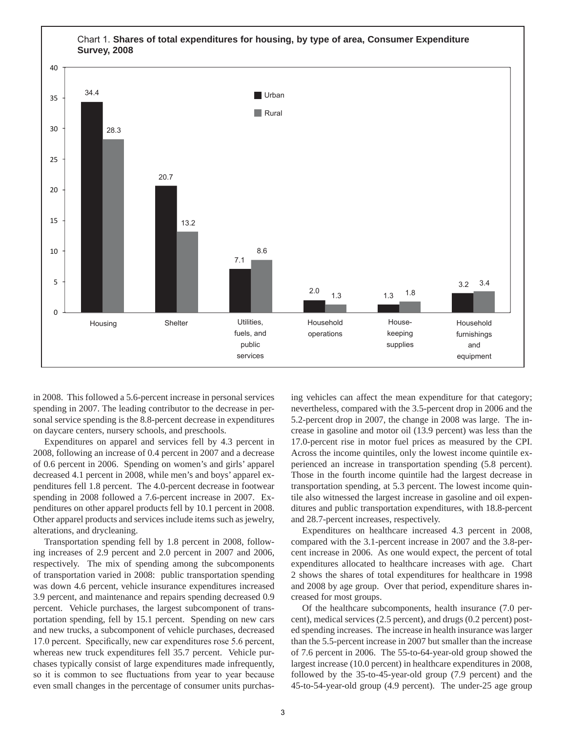Chart 1. **Shares of total expenditures for housing, by type of area, Consumer Expenditure Survey, 2008**

| Category | Urban | Rural |
|---|---|---|
| Housing | 34.4 | 28.3 |
| Shelter | 20.7 | 13.2 |
| Utilities, fuels, and public services | 7.1 | 8.6 |
| Household operations | 2.0 | 1.3 |
| House-keeping supplies | 1.3 | 1.8 |
| Household furnishings and equipment | 3.2 | 3.4 |

in 2008. This followed a 5.6-percent increase in personal services spending in 2007. The leading contributor to the decrease in personal service spending is the 8.8-percent decrease in expenditures on daycare centers, nursery schools, and preschools.

Expenditures on apparel and services fell by 4.3 percent in 2008, following an increase of 0.4 percent in 2007 and a decrease of 0.6 percent in 2006. Spending on women's and girls' apparel decreased 4.1 percent in 2008, while men's and boys' apparel expenditures fell 1.8 percent. The 4.0-percent decrease in footwear spending in 2008 followed a 7.6-percent increase in 2007. Expenditures on other apparel products fell by 10.1 percent in 2008. Other apparel products and services include items such as jewelry, alterations, and drycleaning.

Transportation spending fell by 1.8 percent in 2008, following increases of 2.9 percent and 2.0 percent in 2007 and 2006, respectively. The mix of spending among the subcomponents of transportation varied in 2008: public transportation spending was down 4.6 percent, vehicle insurance expenditures increased 3.9 percent, and maintenance and repairs spending decreased 0.9 percent. Vehicle purchases, the largest subcomponent of transportation spending, fell by 15.1 percent. Spending on new cars and new trucks, a subcomponent of vehicle purchases, decreased 17.0 percent. Specifically, new car expenditures rose 5.6 percent, whereas new truck expenditures fell 35.7 percent. Vehicle purchases typically consist of large expenditures made infrequently, so it is common to see fluctuations from year to year because even small changes in the percentage of consumer units purchasing vehicles can affect the mean expenditure for that category; nevertheless, compared with the 3.5-percent drop in 2006 and the 5.2-percent drop in 2007, the change in 2008 was large. The increase in gasoline and motor oil (13.9 percent) was less than the 17.0-percent rise in motor fuel prices as measured by the CPI. Across the income quintiles, only the lowest income quintile experienced an increase in transportation spending (5.8 percent). Those in the fourth income quintile had the largest decrease in transportation spending, at 5.3 percent. The lowest income quintile also witnessed the largest increase in gasoline and oil expenditures and public transportation expenditures, with 18.8-percent and 28.7-percent increases, respectively.

Expenditures on healthcare increased 4.3 percent in 2008, compared with the 3.1-percent increase in 2007 and the 3.8-percent increase in 2006. As one would expect, the percent of total expenditures allocated to healthcare increases with age. Chart 2 shows the shares of total expenditures for healthcare in 1998 and 2008 by age group. Over that period, expenditure shares increased for most groups.

Of the healthcare subcomponents, health insurance (7.0 percent), medical services (2.5 percent), and drugs (0.2 percent) posted spending increases. The increase in health insurance was larger than the 5.5-percent increase in 2007 but smaller than the increase of 7.6 percent in 2006. The 55-to-64-year-old group showed the largest increase (10.0 percent) in healthcare expenditures in 2008, followed by the 35-to-45-year-old group (7.9 percent) and the 45-to-54-year-old group (4.9 percent). The under-25 age group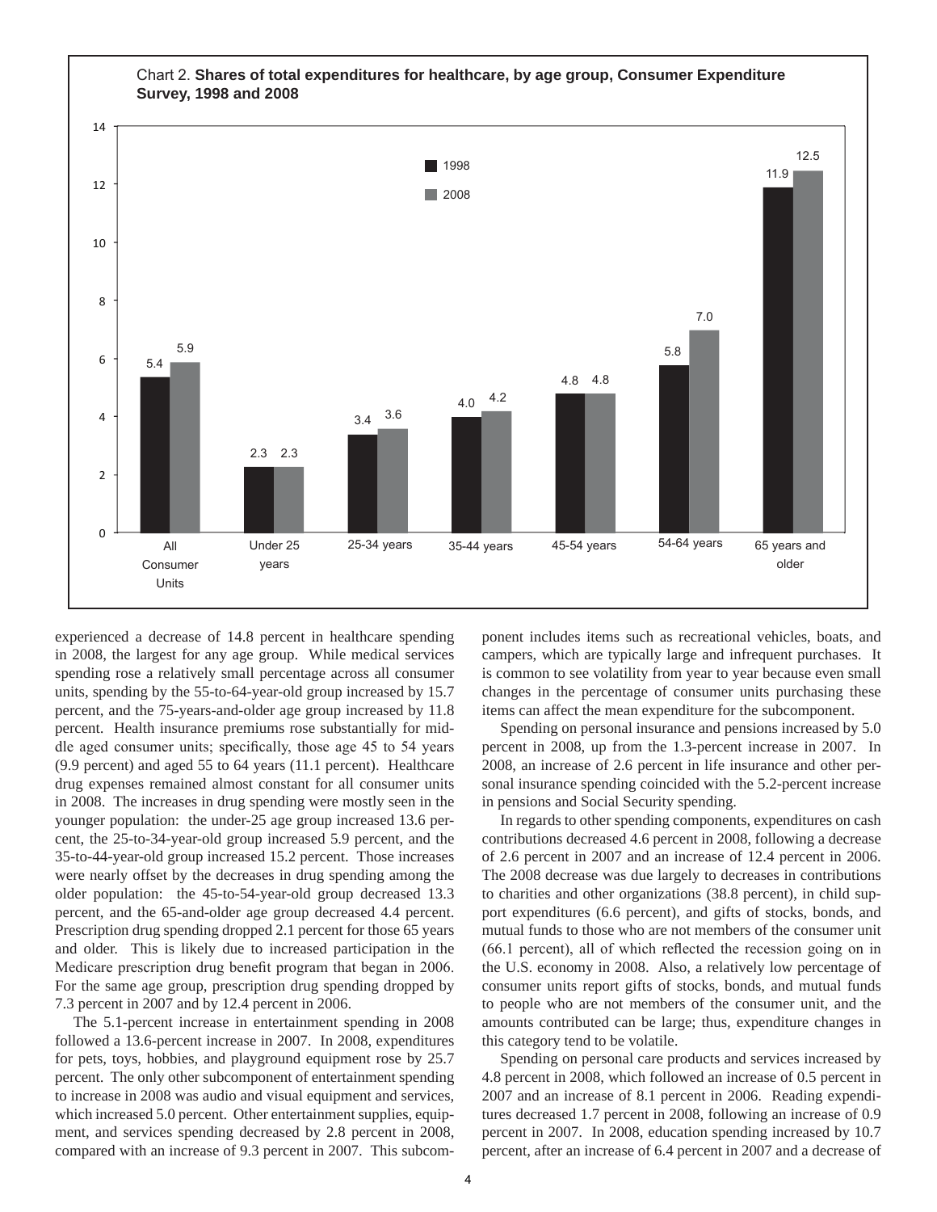Chart 2. **Shares of total expenditures for healthcare, by age group, Consumer Expenditure Survey, 1998 and 2008**

| Age group | 1998 | 2008 |
| --- | --- | --- |
| All Consumer Units | 5.4 | 5.9 |
| Under 25 years | 2.3 | 2.3 |
| 25-34 years | 3.4 | 3.6 |
| 35-44 years | 4.0 | 4.2 |
| 45-54 years | 4.8 | 4.8 |
| 54-64 years | 5.8 | 7.0 |
| 65 years and older | 11.9 | 12.5 |

experienced a decrease of 14.8 percent in healthcare spending in 2008, the largest for any age group. While medical services spending rose a relatively small percentage across all consumer units, spending by the 55-to-64-year-old group increased by 15.7 percent, and the 75-years-and-older age group increased by 11.8 percent. Health insurance premiums rose substantially for middle aged consumer units; specifically, those age 45 to 54 years (9.9 percent) and aged 55 to 64 years (11.1 percent). Healthcare drug expenses remained almost constant for all consumer units in 2008. The increases in drug spending were mostly seen in the younger population: the under-25 age group increased 13.6 percent, the 25-to-34-year-old group increased 5.9 percent, and the 35-to-44-year-old group increased 15.2 percent. Those increases were nearly offset by the decreases in drug spending among the older population: the 45-to-54-year-old group decreased 13.3 percent, and the 65-and-older age group decreased 4.4 percent. Prescription drug spending dropped 2.1 percent for those 65 years and older. This is likely due to increased participation in the Medicare prescription drug benefit program that began in 2006. For the same age group, prescription drug spending dropped by 7.3 percent in 2007 and by 12.4 percent in 2006.

The 5.1-percent increase in entertainment spending in 2008 followed a 13.6-percent increase in 2007. In 2008, expenditures for pets, toys, hobbies, and playground equipment rose by 25.7 percent. The only other subcomponent of entertainment spending to increase in 2008 was audio and visual equipment and services, which increased 5.0 percent. Other entertainment supplies, equipment, and services spending decreased by 2.8 percent in 2008, compared with an increase of 9.3 percent in 2007. This subcomponent includes items such as recreational vehicles, boats, and campers, which are typically large and infrequent purchases. It is common to see volatility from year to year because even small changes in the percentage of consumer units purchasing these items can affect the mean expenditure for the subcomponent.

Spending on personal insurance and pensions increased by 5.0 percent in 2008, up from the 1.3-percent increase in 2007. In 2008, an increase of 2.6 percent in life insurance and other personal insurance spending coincided with the 5.2-percent increase in pensions and Social Security spending.

In regards to other spending components, expenditures on cash contributions decreased 4.6 percent in 2008, following a decrease of 2.6 percent in 2007 and an increase of 12.4 percent in 2006. The 2008 decrease was due largely to decreases in contributions to charities and other organizations (38.8 percent), in child support expenditures (6.6 percent), and gifts of stocks, bonds, and mutual funds to those who are not members of the consumer unit (66.1 percent), all of which reflected the recession going on in the U.S. economy in 2008. Also, a relatively low percentage of consumer units report gifts of stocks, bonds, and mutual funds to people who are not members of the consumer unit, and the amounts contributed can be large; thus, expenditure changes in this category tend to be volatile.

Spending on personal care products and services increased by 4.8 percent in 2008, which followed an increase of 0.5 percent in 2007 and an increase of 8.1 percent in 2006. Reading expenditures decreased 1.7 percent in 2008, following an increase of 0.9 percent in 2007. In 2008, education spending increased by 10.7 percent, after an increase of 6.4 percent in 2007 and a decrease of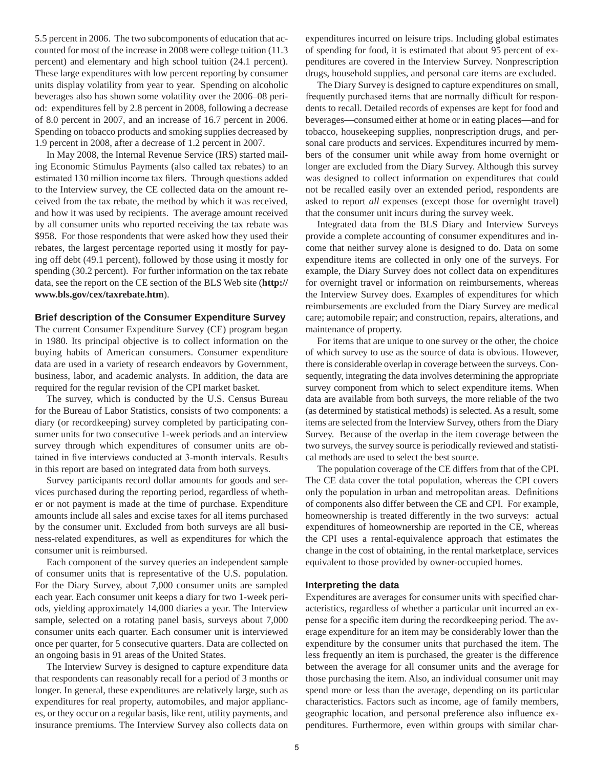5.5 percent in 2006. The two subcomponents of education that accounted for most of the increase in 2008 were college tuition (11.3 percent) and elementary and high school tuition (24.1 percent). These large expenditures with low percent reporting by consumer units display volatility from year to year. Spending on alcoholic beverages also has shown some volatility over the 2006–08 period: expenditures fell by 2.8 percent in 2008, following a decrease of 8.0 percent in 2007, and an increase of 16.7 percent in 2006. Spending on tobacco products and smoking supplies decreased by 1.9 percent in 2008, after a decrease of 1.2 percent in 2007.

In May 2008, the Internal Revenue Service (IRS) started mailing Economic Stimulus Payments (also called tax rebates) to an estimated 130 million income tax filers. Through questions added to the Interview survey, the CE collected data on the amount received from the tax rebate, the method by which it was received, and how it was used by recipients. The average amount received by all consumer units who reported receiving the tax rebate was $958. For those respondents that were asked how they used their rebates, the largest percentage reported using it mostly for paying off debt (49.1 percent), followed by those using it mostly for spending (30.2 percent). For further information on the tax rebate data, see the report on the CE section of the BLS Web site (**http://www.bls.gov/cex/taxrebate.htm**).

## Brief description of the Consumer Expenditure Survey

The current Consumer Expenditure Survey (CE) program began in 1980. Its principal objective is to collect information on the buying habits of American consumers. Consumer expenditure data are used in a variety of research endeavors by Government, business, labor, and academic analysts. In addition, the data are required for the regular revision of the CPI market basket.

The survey, which is conducted by the U.S. Census Bureau for the Bureau of Labor Statistics, consists of two components: a diary (or recordkeeping) survey completed by participating consumer units for two consecutive 1-week periods and an interview survey through which expenditures of consumer units are obtained in five interviews conducted at 3-month intervals. Results in this report are based on integrated data from both surveys.

Survey participants record dollar amounts for goods and services purchased during the reporting period, regardless of whether or not payment is made at the time of purchase. Expenditure amounts include all sales and excise taxes for all items purchased by the consumer unit. Excluded from both surveys are all business-related expenditures, as well as expenditures for which the consumer unit is reimbursed.

Each component of the survey queries an independent sample of consumer units that is representative of the U.S. population. For the Diary Survey, about 7,000 consumer units are sampled each year. Each consumer unit keeps a diary for two 1-week periods, yielding approximately 14,000 diaries a year. The Interview sample, selected on a rotating panel basis, surveys about 7,000 consumer units each quarter. Each consumer unit is interviewed once per quarter, for 5 consecutive quarters. Data are collected on an ongoing basis in 91 areas of the United States.

The Interview Survey is designed to capture expenditure data that respondents can reasonably recall for a period of 3 months or longer. In general, these expenditures are relatively large, such as expenditures for real property, automobiles, and major appliances, or they occur on a regular basis, like rent, utility payments, and insurance premiums. The Interview Survey also collects data on expenditures incurred on leisure trips. Including global estimates of spending for food, it is estimated that about 95 percent of expenditures are covered in the Interview Survey. Nonprescription drugs, household supplies, and personal care items are excluded.

The Diary Survey is designed to capture expenditures on small, frequently purchased items that are normally difficult for respondents to recall. Detailed records of expenses are kept for food and beverages—consumed either at home or in eating places—and for tobacco, housekeeping supplies, nonprescription drugs, and personal care products and services. Expenditures incurred by members of the consumer unit while away from home overnight or longer are excluded from the Diary Survey. Although this survey was designed to collect information on expenditures that could not be recalled easily over an extended period, respondents are asked to report *all* expenses (except those for overnight travel) that the consumer unit incurs during the survey week.

Integrated data from the BLS Diary and Interview Surveys provide a complete accounting of consumer expenditures and income that neither survey alone is designed to do. Data on some expenditure items are collected in only one of the surveys. For example, the Diary Survey does not collect data on expenditures for overnight travel or information on reimbursements, whereas the Interview Survey does. Examples of expenditures for which reimbursements are excluded from the Diary Survey are medical care; automobile repair; and construction, repairs, alterations, and maintenance of property.

For items that are unique to one survey or the other, the choice of which survey to use as the source of data is obvious. However, there is considerable overlap in coverage between the surveys. Consequently, integrating the data involves determining the appropriate survey component from which to select expenditure items. When data are available from both surveys, the more reliable of the two (as determined by statistical methods) is selected. As a result, some items are selected from the Interview Survey, others from the Diary Survey. Because of the overlap in the item coverage between the two surveys, the survey source is periodically reviewed and statistical methods are used to select the best source.

The population coverage of the CE differs from that of the CPI. The CE data cover the total population, whereas the CPI covers only the population in urban and metropolitan areas. Definitions of components also differ between the CE and CPI. For example, homeownership is treated differently in the two surveys: actual expenditures of homeownership are reported in the CE, whereas the CPI uses a rental-equivalence approach that estimates the change in the cost of obtaining, in the rental marketplace, services equivalent to those provided by owner-occupied homes.

## Interpreting the data

Expenditures are averages for consumer units with specified characteristics, regardless of whether a particular unit incurred an expense for a specific item during the recordkeeping period. The average expenditure for an item may be considerably lower than the expenditure by the consumer units that purchased the item. The less frequently an item is purchased, the greater is the difference between the average for all consumer units and the average for those purchasing the item. Also, an individual consumer unit may spend more or less than the average, depending on its particular characteristics. Factors such as income, age of family members, geographic location, and personal preference also influence expenditures. Furthermore, even within groups with similar char-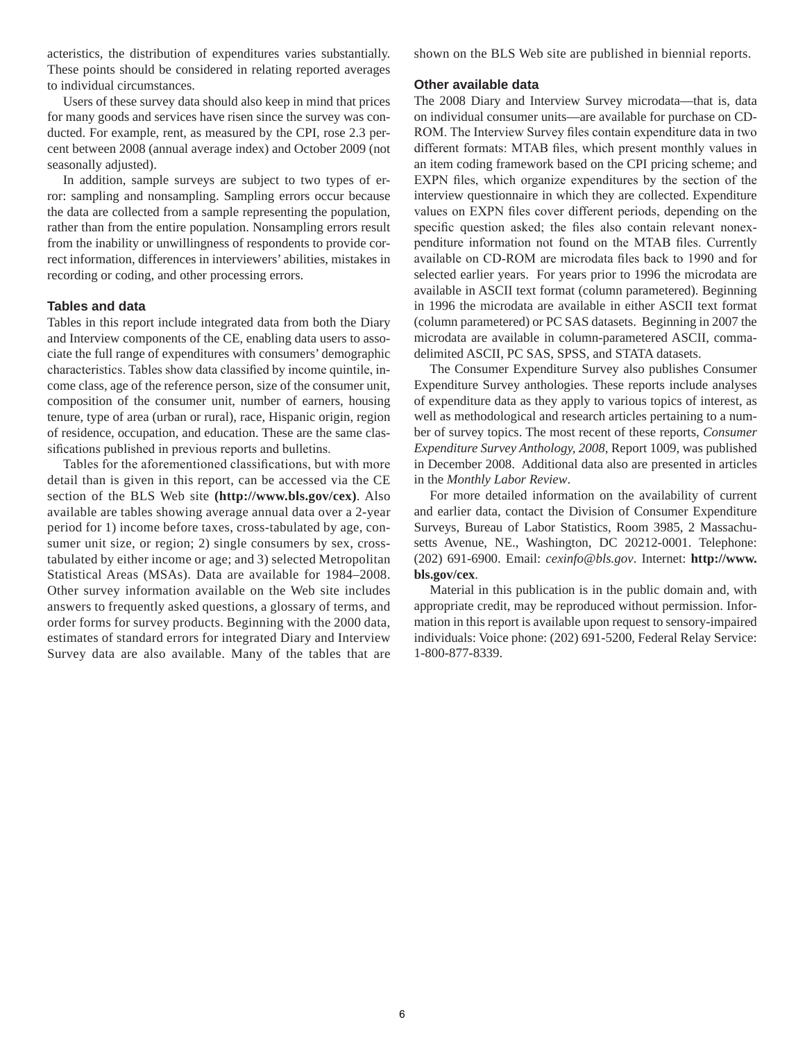acteristics, the distribution of expenditures varies substantially. These points should be considered in relating reported averages to individual circumstances.

Users of these survey data should also keep in mind that prices for many goods and services have risen since the survey was conducted. For example, rent, as measured by the CPI, rose 2.3 percent between 2008 (annual average index) and October 2009 (not seasonally adjusted).

In addition, sample surveys are subject to two types of error: sampling and nonsampling. Sampling errors occur because the data are collected from a sample representing the population, rather than from the entire population. Nonsampling errors result from the inability or unwillingness of respondents to provide correct information, differences in interviewers' abilities, mistakes in recording or coding, and other processing errors.

### Tables and data

Tables in this report include integrated data from both the Diary and Interview components of the CE, enabling data users to associate the full range of expenditures with consumers' demographic characteristics. Tables show data classified by income quintile, income class, age of the reference person, size of the consumer unit, composition of the consumer unit, number of earners, housing tenure, type of area (urban or rural), race, Hispanic origin, region of residence, occupation, and education. These are the same classifications published in previous reports and bulletins.

Tables for the aforementioned classifications, but with more detail than is given in this report, can be accessed via the CE section of the BLS Web site **(http://www.bls.gov/cex)**. Also available are tables showing average annual data over a 2-year period for 1) income before taxes, cross-tabulated by age, consumer unit size, or region; 2) single consumers by sex, cross-tabulated by either income or age; and 3) selected Metropolitan Statistical Areas (MSAs). Data are available for 1984–2008. Other survey information available on the Web site includes answers to frequently asked questions, a glossary of terms, and order forms for survey products. Beginning with the 2000 data, estimates of standard errors for integrated Diary and Interview Survey data are also available. Many of the tables that are shown on the BLS Web site are published in biennial reports.

### Other available data

The 2008 Diary and Interview Survey microdata—that is, data on individual consumer units—are available for purchase on CD-ROM. The Interview Survey files contain expenditure data in two different formats: MTAB files, which present monthly values in an item coding framework based on the CPI pricing scheme; and EXPN files, which organize expenditures by the section of the interview questionnaire in which they are collected. Expenditure values on EXPN files cover different periods, depending on the specific question asked; the files also contain relevant nonexpenditure information not found on the MTAB files. Currently available on CD-ROM are microdata files back to 1990 and for selected earlier years. For years prior to 1996 the microdata are available in ASCII text format (column parametered). Beginning in 1996 the microdata are available in either ASCII text format (column parametered) or PC SAS datasets. Beginning in 2007 the microdata are available in column-parametered ASCII, comma-delimited ASCII, PC SAS, SPSS, and STATA datasets.

The Consumer Expenditure Survey also publishes Consumer Expenditure Survey anthologies. These reports include analyses of expenditure data as they apply to various topics of interest, as well as methodological and research articles pertaining to a number of survey topics. The most recent of these reports, *Consumer Expenditure Survey Anthology, 2008*, Report 1009, was published in December 2008. Additional data also are presented in articles in the *Monthly Labor Review*.

For more detailed information on the availability of current and earlier data, contact the Division of Consumer Expenditure Surveys, Bureau of Labor Statistics, Room 3985, 2 Massachusetts Avenue, NE., Washington, DC 20212-0001. Telephone: (202) 691-6900. Email: *cexinfo@bls.gov*. Internet: **http://www.bls.gov/cex**.

Material in this publication is in the public domain and, with appropriate credit, may be reproduced without permission. Information in this report is available upon request to sensory-impaired individuals: Voice phone: (202) 691-5200, Federal Relay Service: 1-800-877-8339.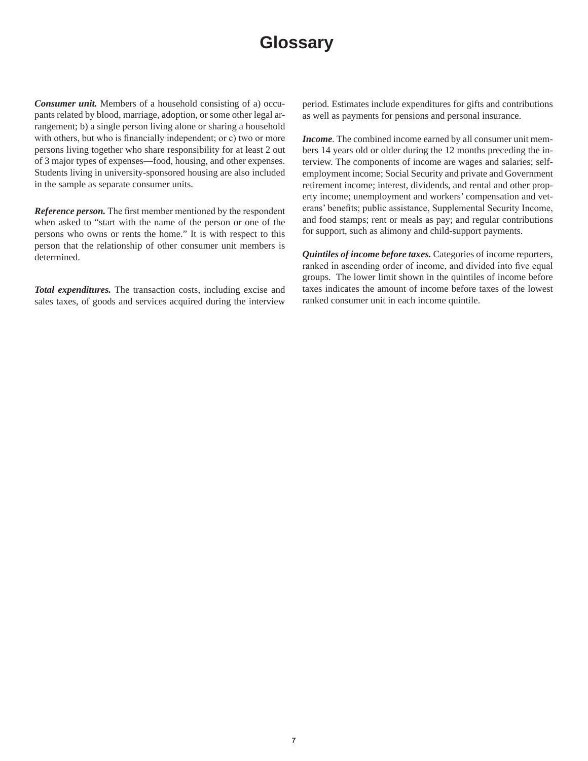# Glossary

***Consumer unit.*** Members of a household consisting of a) occupants related by blood, marriage, adoption, or some other legal arrangement; b) a single person living alone or sharing a household with others, but who is financially independent; or c) two or more persons living together who share responsibility for at least 2 out of 3 major types of expenses—food, housing, and other expenses. Students living in university-sponsored housing are also included in the sample as separate consumer units.

***Reference person.*** The first member mentioned by the respondent when asked to "start with the name of the person or one of the persons who owns or rents the home." It is with respect to this person that the relationship of other consumer unit members is determined.

***Total expenditures.*** The transaction costs, including excise and sales taxes, of goods and services acquired during the interview period. Estimates include expenditures for gifts and contributions as well as payments for pensions and personal insurance.

***Income***. The combined income earned by all consumer unit members 14 years old or older during the 12 months preceding the interview. The components of income are wages and salaries; self-employment income; Social Security and private and Government retirement income; interest, dividends, and rental and other property income; unemployment and workers' compensation and veterans' benefits; public assistance, Supplemental Security Income, and food stamps; rent or meals as pay; and regular contributions for support, such as alimony and child-support payments.

***Quintiles of income before taxes.*** Categories of income reporters, ranked in ascending order of income, and divided into five equal groups. The lower limit shown in the quintiles of income before taxes indicates the amount of income before taxes of the lowest ranked consumer unit in each income quintile.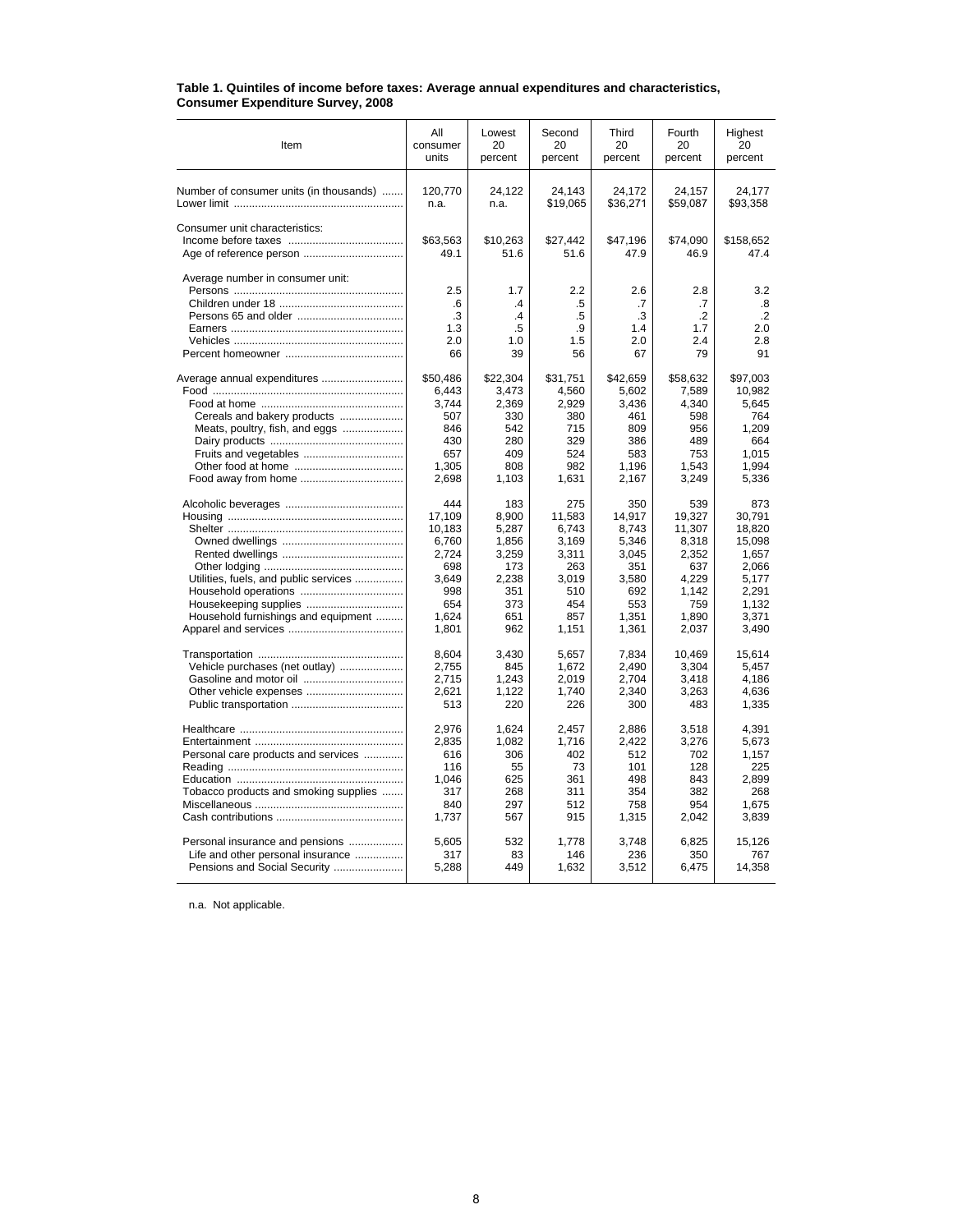**Table 1. Quintiles of income before taxes: Average annual expenditures and characteristics, Consumer Expenditure Survey, 2008**

| Item | All consumer units | Lowest 20 percent | Second 20 percent | Third 20 percent | Fourth 20 percent | Highest 20 percent |
|---|---|---|---|---|---|---|
| Number of consumer units (in thousands) | 120,770 | 24,122 | 24,143 | 24,172 | 24,157 | 24,177 |
| Lower limit | n.a. | n.a. | $19,065 | $36,271 | $59,087 | $93,358 |
| Consumer unit characteristics: | | | | | | |
| Income before taxes | $63,563 | $10,263 | $27,442 | $47,196 | $74,090 | $158,652 |
| Age of reference person | 49.1 | 51.6 | 51.6 | 47.9 | 46.9 | 47.4 |
| Average number in consumer unit: | | | | | | |
| Persons | 2.5 | 1.7 | 2.2 | 2.6 | 2.8 | 3.2 |
| Children under 18 | .6 | .4 | .5 | .7 | .7 | .8 |
| Persons 65 and older | .3 | .4 | .5 | .3 | .2 | .2 |
| Earners | 1.3 | .5 | .9 | 1.4 | 1.7 | 2.0 |
| Vehicles | 2.0 | 1.0 | 1.5 | 2.0 | 2.4 | 2.8 |
| Percent homeowner | 66 | 39 | 56 | 67 | 79 | 91 |
| Average annual expenditures | $50,486 | $22,304 | $31,751 | $42,659 | $58,632 | $97,003 |
| Food | 6,443 | 3,473 | 4,560 | 5,602 | 7,589 | 10,982 |
| Food at home | 3,744 | 2,369 | 2,929 | 3,436 | 4,340 | 5,645 |
| Cereals and bakery products | 507 | 330 | 380 | 461 | 598 | 764 |
| Meats, poultry, fish, and eggs | 846 | 542 | 715 | 809 | 956 | 1,209 |
| Dairy products | 430 | 280 | 329 | 386 | 489 | 664 |
| Fruits and vegetables | 657 | 409 | 524 | 583 | 753 | 1,015 |
| Other food at home | 1,305 | 808 | 982 | 1,196 | 1,543 | 1,994 |
| Food away from home | 2,698 | 1,103 | 1,631 | 2,167 | 3,249 | 5,336 |
| Alcoholic beverages | 444 | 183 | 275 | 350 | 539 | 873 |
| Housing | 17,109 | 8,900 | 11,583 | 14,917 | 19,327 | 30,791 |
| Shelter | 10,183 | 5,287 | 6,743 | 8,743 | 11,307 | 18,820 |
| Owned dwellings | 6,760 | 1,856 | 3,169 | 5,346 | 8,318 | 15,098 |
| Rented dwellings | 2,724 | 3,259 | 3,311 | 3,045 | 2,352 | 1,657 |
| Other lodging | 698 | 173 | 263 | 351 | 637 | 2,066 |
| Utilities, fuels, and public services | 3,649 | 2,238 | 3,019 | 3,580 | 4,229 | 5,177 |
| Household operations | 998 | 351 | 510 | 692 | 1,142 | 2,291 |
| Housekeeping supplies | 654 | 373 | 454 | 553 | 759 | 1,132 |
| Household furnishings and equipment | 1,624 | 651 | 857 | 1,351 | 1,890 | 3,371 |
| Apparel and services | 1,801 | 962 | 1,151 | 1,361 | 2,037 | 3,490 |
| Transportation | 8,604 | 3,430 | 5,657 | 7,834 | 10,469 | 15,614 |
| Vehicle purchases (net outlay) | 2,755 | 845 | 1,672 | 2,490 | 3,304 | 5,457 |
| Gasoline and motor oil | 2,715 | 1,243 | 2,019 | 2,704 | 3,418 | 4,186 |
| Other vehicle expenses | 2,621 | 1,122 | 1,740 | 2,340 | 3,263 | 4,636 |
| Public transportation | 513 | 220 | 226 | 300 | 483 | 1,335 |
| Healthcare | 2,976 | 1,624 | 2,457 | 2,886 | 3,518 | 4,391 |
| Entertainment | 2,835 | 1,082 | 1,716 | 2,422 | 3,276 | 5,673 |
| Personal care products and services | 616 | 306 | 402 | 512 | 702 | 1,157 |
| Reading | 116 | 55 | 73 | 101 | 128 | 225 |
| Education | 1,046 | 625 | 361 | 498 | 843 | 2,899 |
| Tobacco products and smoking supplies | 317 | 268 | 311 | 354 | 382 | 268 |
| Miscellaneous | 840 | 297 | 512 | 758 | 954 | 1,675 |
| Cash contributions | 1,737 | 567 | 915 | 1,315 | 2,042 | 3,839 |
| Personal insurance and pensions | 5,605 | 532 | 1,778 | 3,748 | 6,825 | 15,126 |
| Life and other personal insurance | 317 | 83 | 146 | 236 | 350 | 767 |
| Pensions and Social Security | 5,288 | 449 | 1,632 | 3,512 | 6,475 | 14,358 |

n.a. Not applicable.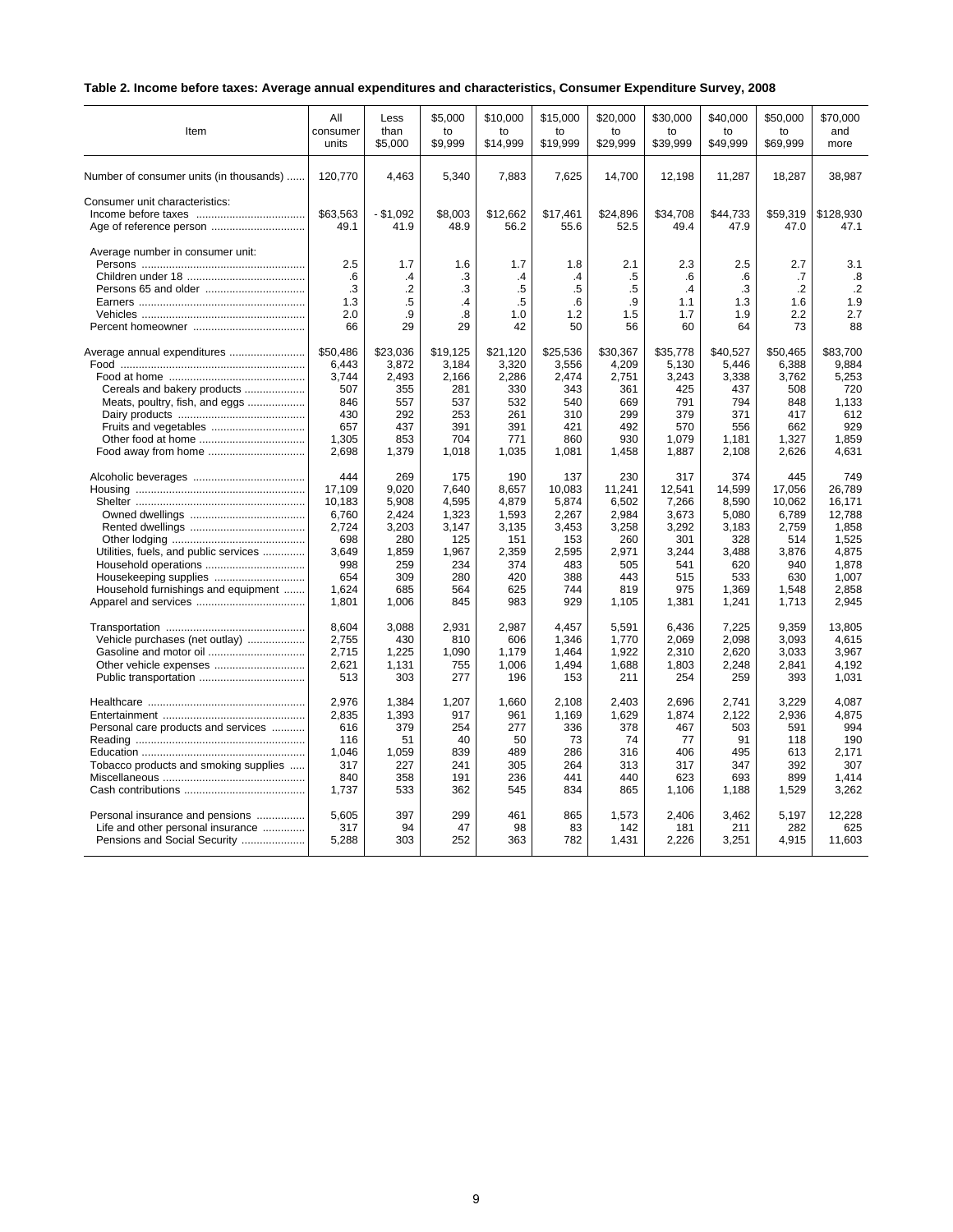**Table 2. Income before taxes: Average annual expenditures and characteristics, Consumer Expenditure Survey, 2008**

| Item | All consumer units | Less than $5,000 | $5,000 to $9,999 | $10,000 to $14,999 | $15,000 to $19,999 | $20,000 to $29,999 | $30,000 to $39,999 | $40,000 to $49,999 | $50,000 to $69,999 | $70,000 and more |
|---|---|---|---|---|---|---|---|---|---|---|
| Number of consumer units (in thousands) | 120,770 | 4,463 | 5,340 | 7,883 | 7,625 | 14,700 | 12,198 | 11,287 | 18,287 | 38,987 |
| Consumer unit characteristics: | | | | | | | | | | |
| Income before taxes | $63,563 | - $1,092 | $8,003 | $12,662 | $17,461 | $24,896 | $34,708 | $44,733 | $59,319 | $128,930 |
| Age of reference person | 49.1 | 41.9 | 48.9 | 56.2 | 55.6 | 52.5 | 49.4 | 47.9 | 47.0 | 47.1 |
| Average number in consumer unit: | | | | | | | | | | |
| Persons | 2.5 | 1.7 | 1.6 | 1.7 | 1.8 | 2.1 | 2.3 | 2.5 | 2.7 | 3.1 |
| Children under 18 | .6 | .4 | .3 | .4 | .4 | .5 | .6 | .6 | .7 | .8 |
| Persons 65 and older | .3 | .2 | .3 | .5 | .5 | .5 | .4 | .3 | .2 | .2 |
| Earners | 1.3 | .5 | .4 | .5 | .6 | .9 | 1.1 | 1.3 | 1.6 | 1.9 |
| Vehicles | 2.0 | .9 | .8 | 1.0 | 1.2 | 1.5 | 1.7 | 1.9 | 2.2 | 2.7 |
| Percent homeowner | 66 | 29 | 29 | 42 | 50 | 56 | 60 | 64 | 73 | 88 |
| Average annual expenditures | $50,486 | $23,036 | $19,125 | $21,120 | $25,536 | $30,367 | $35,778 | $40,527 | $50,465 | $83,700 |
| Food | 6,443 | 3,872 | 3,184 | 3,320 | 3,556 | 4,209 | 5,130 | 5,446 | 6,388 | 9,884 |
| Food at home | 3,744 | 2,493 | 2,166 | 2,286 | 2,474 | 2,751 | 3,243 | 3,338 | 3,762 | 5,253 |
| Cereals and bakery products | 507 | 355 | 281 | 330 | 343 | 361 | 425 | 437 | 508 | 720 |
| Meats, poultry, fish, and eggs | 846 | 557 | 537 | 532 | 540 | 669 | 791 | 794 | 848 | 1,133 |
| Dairy products | 430 | 292 | 253 | 261 | 310 | 299 | 379 | 371 | 417 | 612 |
| Fruits and vegetables | 657 | 437 | 391 | 391 | 421 | 492 | 570 | 556 | 662 | 929 |
| Other food at home | 1,305 | 853 | 704 | 771 | 860 | 930 | 1,079 | 1,181 | 1,327 | 1,859 |
| Food away from home | 2,698 | 1,379 | 1,018 | 1,035 | 1,081 | 1,458 | 1,887 | 2,108 | 2,626 | 4,631 |
| Alcoholic beverages | 444 | 269 | 175 | 190 | 137 | 230 | 317 | 374 | 445 | 749 |
| Housing | 17,109 | 9,020 | 7,640 | 8,657 | 10,083 | 11,241 | 12,541 | 14,599 | 17,056 | 26,789 |
| Shelter | 10,183 | 5,908 | 4,595 | 4,879 | 5,874 | 6,502 | 7,266 | 8,590 | 10,062 | 16,171 |
| Owned dwellings | 6,760 | 2,424 | 1,323 | 1,593 | 2,267 | 2,984 | 3,673 | 5,080 | 6,789 | 12,788 |
| Rented dwellings | 2,724 | 3,203 | 3,147 | 3,135 | 3,453 | 3,258 | 3,292 | 3,183 | 2,759 | 1,858 |
| Other lodging | 698 | 280 | 125 | 151 | 153 | 260 | 301 | 328 | 514 | 1,525 |
| Utilities, fuels, and public services | 3,649 | 1,859 | 1,967 | 2,359 | 2,595 | 2,971 | 3,244 | 3,488 | 3,876 | 4,875 |
| Household operations | 998 | 259 | 234 | 374 | 483 | 505 | 541 | 620 | 940 | 1,878 |
| Housekeeping supplies | 654 | 309 | 280 | 420 | 388 | 443 | 515 | 533 | 630 | 1,007 |
| Household furnishings and equipment | 1,624 | 685 | 564 | 625 | 744 | 819 | 975 | 1,369 | 1,548 | 2,858 |
| Apparel and services | 1,801 | 1,006 | 845 | 983 | 929 | 1,105 | 1,381 | 1,241 | 1,713 | 2,945 |
| Transportation | 8,604 | 3,088 | 2,931 | 2,987 | 4,457 | 5,591 | 6,436 | 7,225 | 9,359 | 13,805 |
| Vehicle purchases (net outlay) | 2,755 | 430 | 810 | 606 | 1,346 | 1,770 | 2,069 | 2,098 | 3,093 | 4,615 |
| Gasoline and motor oil | 2,715 | 1,225 | 1,090 | 1,179 | 1,464 | 1,922 | 2,310 | 2,620 | 3,033 | 3,967 |
| Other vehicle expenses | 2,621 | 1,131 | 755 | 1,006 | 1,494 | 1,688 | 1,803 | 2,248 | 2,841 | 4,192 |
| Public transportation | 513 | 303 | 277 | 196 | 153 | 211 | 254 | 259 | 393 | 1,031 |
| Healthcare | 2,976 | 1,384 | 1,207 | 1,660 | 2,108 | 2,403 | 2,696 | 2,741 | 3,229 | 4,087 |
| Entertainment | 2,835 | 1,393 | 917 | 961 | 1,169 | 1,629 | 1,874 | 2,122 | 2,936 | 4,875 |
| Personal care products and services | 616 | 379 | 254 | 277 | 336 | 378 | 467 | 503 | 591 | 994 |
| Reading | 116 | 51 | 40 | 50 | 73 | 74 | 77 | 91 | 118 | 190 |
| Education | 1,046 | 1,059 | 839 | 489 | 286 | 316 | 406 | 495 | 613 | 2,171 |
| Tobacco products and smoking supplies | 317 | 227 | 241 | 305 | 264 | 313 | 317 | 347 | 392 | 307 |
| Miscellaneous | 840 | 358 | 191 | 236 | 441 | 440 | 623 | 693 | 899 | 1,414 |
| Cash contributions | 1,737 | 533 | 362 | 545 | 834 | 865 | 1,106 | 1,188 | 1,529 | 3,262 |
| Personal insurance and pensions | 5,605 | 397 | 299 | 461 | 865 | 1,573 | 2,406 | 3,462 | 5,197 | 12,228 |
| Life and other personal insurance | 317 | 94 | 47 | 98 | 83 | 142 | 181 | 211 | 282 | 625 |
| Pensions and Social Security | 5,288 | 303 | 252 | 363 | 782 | 1,431 | 2,226 | 3,251 | 4,915 | 11,603 |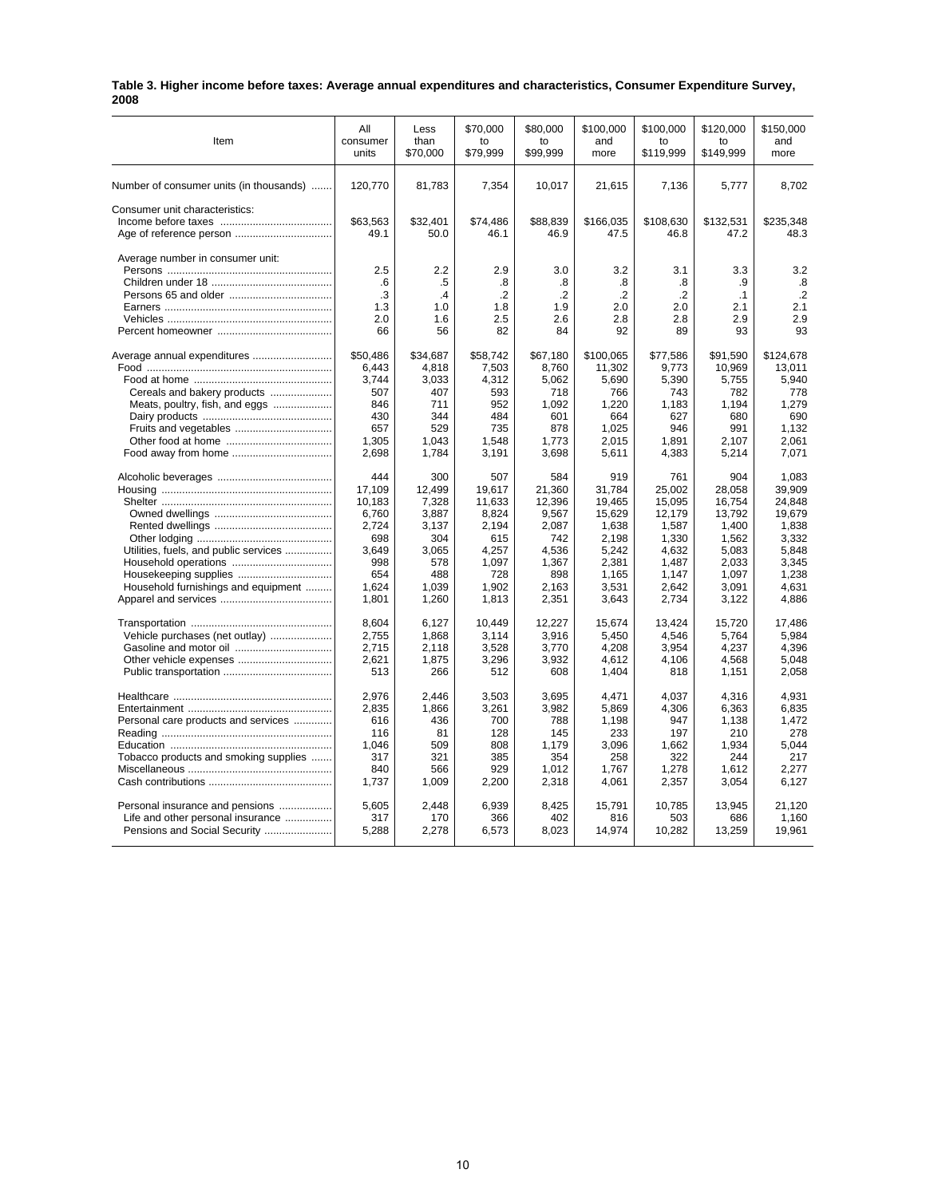**Table 3. Higher income before taxes: Average annual expenditures and characteristics, Consumer Expenditure Survey, 2008**

| Item | All consumer units | Less than $70,000 | $70,000 to $79,999 | $80,000 to $99,999 | $100,000 and more | $100,000 to $119,999 | $120,000 to $149,999 | $150,000 and more |
|---|---|---|---|---|---|---|---|---|
| Number of consumer units (in thousands) | 120,770 | 81,783 | 7,354 | 10,017 | 21,615 | 7,136 | 5,777 | 8,702 |
| Consumer unit characteristics: | | | | | | | | |
| Income before taxes | $63,563 | $32,401 | $74,486 | $88,839 | $166,035 | $108,630 | $132,531 | $235,348 |
| Age of reference person | 49.1 | 50.0 | 46.1 | 46.9 | 47.5 | 46.8 | 47.2 | 48.3 |
| Average number in consumer unit: | | | | | | | | |
| Persons | 2.5 | 2.2 | 2.9 | 3.0 | 3.2 | 3.1 | 3.3 | 3.2 |
| Children under 18 | .6 | .5 | .8 | .8 | .8 | .8 | .9 | .8 |
| Persons 65 and older | .3 | .4 | .2 | .2 | .2 | .2 | .1 | .2 |
| Earners | 1.3 | 1.0 | 1.8 | 1.9 | 2.0 | 2.0 | 2.1 | 2.1 |
| Vehicles | 2.0 | 1.6 | 2.5 | 2.6 | 2.8 | 2.8 | 2.9 | 2.9 |
| Percent homeowner | 66 | 56 | 82 | 84 | 92 | 89 | 93 | 93 |
| Average annual expenditures | $50,486 | $34,687 | $58,742 | $67,180 | $100,065 | $77,586 | $91,590 | $124,678 |
| Food | 6,443 | 4,818 | 7,503 | 8,760 | 11,302 | 9,773 | 10,969 | 13,011 |
| Food at home | 3,744 | 3,033 | 4,312 | 5,062 | 5,690 | 5,390 | 5,755 | 5,940 |
| Cereals and bakery products | 507 | 407 | 593 | 718 | 766 | 743 | 782 | 778 |
| Meats, poultry, fish, and eggs | 846 | 711 | 952 | 1,092 | 1,220 | 1,183 | 1,194 | 1,279 |
| Dairy products | 430 | 344 | 484 | 601 | 664 | 627 | 680 | 690 |
| Fruits and vegetables | 657 | 529 | 735 | 878 | 1,025 | 946 | 991 | 1,132 |
| Other food at home | 1,305 | 1,043 | 1,548 | 1,773 | 2,015 | 1,891 | 2,107 | 2,061 |
| Food away from home | 2,698 | 1,784 | 3,191 | 3,698 | 5,611 | 4,383 | 5,214 | 7,071 |
| Alcoholic beverages | 444 | 300 | 507 | 584 | 919 | 761 | 904 | 1,083 |
| Housing | 17,109 | 12,499 | 19,617 | 21,360 | 31,784 | 25,002 | 28,058 | 39,909 |
| Shelter | 10,183 | 7,328 | 11,633 | 12,396 | 19,465 | 15,095 | 16,754 | 24,848 |
| Owned dwellings | 6,760 | 3,887 | 8,824 | 9,567 | 15,629 | 12,179 | 13,792 | 19,679 |
| Rented dwellings | 2,724 | 3,137 | 2,194 | 2,087 | 1,638 | 1,587 | 1,400 | 1,838 |
| Other lodging | 698 | 304 | 615 | 742 | 2,198 | 1,330 | 1,562 | 3,332 |
| Utilities, fuels, and public services | 3,649 | 3,065 | 4,257 | 4,536 | 5,242 | 4,632 | 5,083 | 5,848 |
| Household operations | 998 | 578 | 1,097 | 1,367 | 2,381 | 1,487 | 2,033 | 3,345 |
| Housekeeping supplies | 654 | 488 | 728 | 898 | 1,165 | 1,147 | 1,097 | 1,238 |
| Household furnishings and equipment | 1,624 | 1,039 | 1,902 | 2,163 | 3,531 | 2,642 | 3,091 | 4,631 |
| Apparel and services | 1,801 | 1,260 | 1,813 | 2,351 | 3,643 | 2,734 | 3,122 | 4,886 |
| Transportation | 8,604 | 6,127 | 10,449 | 12,227 | 15,674 | 13,424 | 15,720 | 17,486 |
| Vehicle purchases (net outlay) | 2,755 | 1,868 | 3,114 | 3,916 | 5,450 | 4,546 | 5,764 | 5,984 |
| Gasoline and motor oil | 2,715 | 2,118 | 3,528 | 3,770 | 4,208 | 3,954 | 4,237 | 4,396 |
| Other vehicle expenses | 2,621 | 1,875 | 3,296 | 3,932 | 4,612 | 4,106 | 4,568 | 5,048 |
| Public transportation | 513 | 266 | 512 | 608 | 1,404 | 818 | 1,151 | 2,058 |
| Healthcare | 2,976 | 2,446 | 3,503 | 3,695 | 4,471 | 4,037 | 4,316 | 4,931 |
| Entertainment | 2,835 | 1,866 | 3,261 | 3,982 | 5,869 | 4,306 | 6,363 | 6,835 |
| Personal care products and services | 616 | 436 | 700 | 788 | 1,198 | 947 | 1,138 | 1,472 |
| Reading | 116 | 81 | 128 | 145 | 233 | 197 | 210 | 278 |
| Education | 1,046 | 509 | 808 | 1,179 | 3,096 | 1,662 | 1,934 | 5,044 |
| Tobacco products and smoking supplies | 317 | 321 | 385 | 354 | 258 | 322 | 244 | 217 |
| Miscellaneous | 840 | 566 | 929 | 1,012 | 1,767 | 1,278 | 1,612 | 2,277 |
| Cash contributions | 1,737 | 1,009 | 2,200 | 2,318 | 4,061 | 2,357 | 3,054 | 6,127 |
| Personal insurance and pensions | 5,605 | 2,448 | 6,939 | 8,425 | 15,791 | 10,785 | 13,945 | 21,120 |
| Life and other personal insurance | 317 | 170 | 366 | 402 | 816 | 503 | 686 | 1,160 |
| Pensions and Social Security | 5,288 | 2,278 | 6,573 | 8,023 | 14,974 | 10,282 | 13,259 | 19,961 |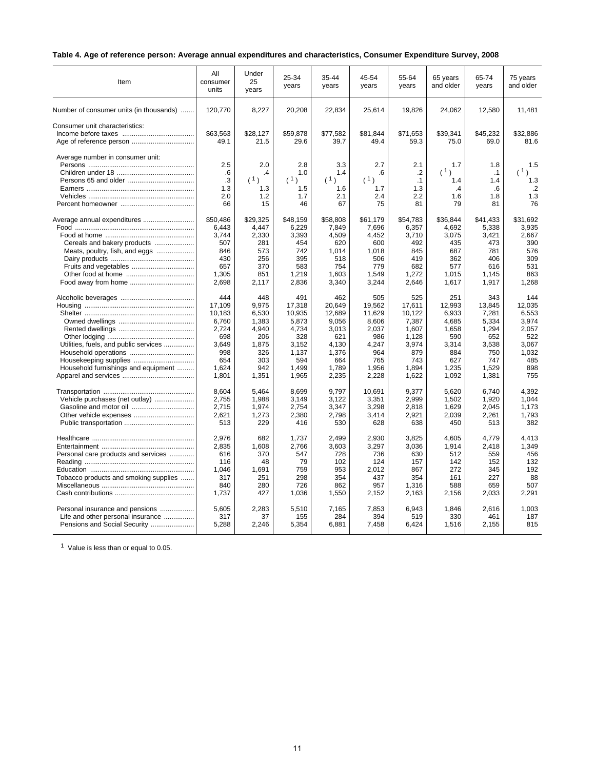**Table 4. Age of reference person: Average annual expenditures and characteristics, Consumer Expenditure Survey, 2008**

| Item | All consumer units | Under 25 years | 25-34 years | 35-44 years | 45-54 years | 55-64 years | 65 years and older | 65-74 years | 75 years and older |
|---|---|---|---|---|---|---|---|---|---|
| Number of consumer units (in thousands) | 120,770 | 8,227 | 20,208 | 22,834 | 25,614 | 19,826 | 24,062 | 12,580 | 11,481 |
| Consumer unit characteristics: | | | | | | | | | |
| Income before taxes | $63,563 | $28,127 | $59,878 | $77,582 | $81,844 | $71,653 | $39,341 | $45,232 | $32,886 |
| Age of reference person | 49.1 | 21.5 | 29.6 | 39.7 | 49.4 | 59.3 | 75.0 | 69.0 | 81.6 |
| Average number in consumer unit: | | | | | | | | | |
| Persons | 2.5 | 2.0 | 2.8 | 3.3 | 2.7 | 2.1 | 1.7 | 1.8 | 1.5 |
| Children under 18 | .6 | .4 | 1.0 | 1.4 | .6 | .2 | ([1]) | .1 | ([1]) |
| Persons 65 and older | .3 | ([1]) | ([1]) | ([1]) | ([1]) | .1 | 1.4 | 1.4 | 1.3 |
| Earners | 1.3 | 1.3 | 1.5 | 1.6 | 1.7 | 1.3 | .4 | .6 | .2 |
| Vehicles | 2.0 | 1.2 | 1.7 | 2.1 | 2.4 | 2.2 | 1.6 | 1.8 | 1.3 |
| Percent homeowner | 66 | 15 | 46 | 67 | 75 | 81 | 79 | 81 | 76 |
| Average annual expenditures | $50,486 | $29,325 | $48,159 | $58,808 | $61,179 | $54,783 | $36,844 | $41,433 | $31,692 |
| Food | 6,443 | 4,447 | 6,229 | 7,849 | 7,696 | 6,357 | 4,692 | 5,338 | 3,935 |
| Food at home | 3,744 | 2,330 | 3,393 | 4,509 | 4,452 | 3,710 | 3,075 | 3,421 | 2,667 |
| Cereals and bakery products | 507 | 281 | 454 | 620 | 600 | 492 | 435 | 473 | 390 |
| Meats, poultry, fish, and eggs | 846 | 573 | 742 | 1,014 | 1,018 | 845 | 687 | 781 | 576 |
| Dairy products | 430 | 256 | 395 | 518 | 506 | 419 | 362 | 406 | 309 |
| Fruits and vegetables | 657 | 370 | 583 | 754 | 779 | 682 | 577 | 616 | 531 |
| Other food at home | 1,305 | 851 | 1,219 | 1,603 | 1,549 | 1,272 | 1,015 | 1,145 | 863 |
| Food away from home | 2,698 | 2,117 | 2,836 | 3,340 | 3,244 | 2,646 | 1,617 | 1,917 | 1,268 |
| Alcoholic beverages | 444 | 448 | 491 | 462 | 505 | 525 | 251 | 343 | 144 |
| Housing | 17,109 | 9,975 | 17,318 | 20,649 | 19,562 | 17,611 | 12,993 | 13,845 | 12,035 |
| Shelter | 10,183 | 6,530 | 10,935 | 12,689 | 11,629 | 10,122 | 6,933 | 7,281 | 6,553 |
| Owned dwellings | 6,760 | 1,383 | 5,873 | 9,056 | 8,606 | 7,387 | 4,685 | 5,334 | 3,974 |
| Rented dwellings | 2,724 | 4,940 | 4,734 | 3,013 | 2,037 | 1,607 | 1,658 | 1,294 | 2,057 |
| Other lodging | 698 | 206 | 328 | 621 | 986 | 1,128 | 590 | 652 | 522 |
| Utilities, fuels, and public services | 3,649 | 1,875 | 3,152 | 4,130 | 4,247 | 3,974 | 3,314 | 3,538 | 3,067 |
| Household operations | 998 | 326 | 1,137 | 1,376 | 964 | 879 | 884 | 750 | 1,032 |
| Housekeeping supplies | 654 | 303 | 594 | 664 | 765 | 743 | 627 | 747 | 485 |
| Household furnishings and equipment | 1,624 | 942 | 1,499 | 1,789 | 1,956 | 1,894 | 1,235 | 1,529 | 898 |
| Apparel and services | 1,801 | 1,351 | 1,965 | 2,235 | 2,228 | 1,622 | 1,092 | 1,381 | 755 |
| Transportation | 8,604 | 5,464 | 8,699 | 9,797 | 10,691 | 9,377 | 5,620 | 6,740 | 4,392 |
| Vehicle purchases (net outlay) | 2,755 | 1,988 | 3,149 | 3,122 | 3,351 | 2,999 | 1,502 | 1,920 | 1,044 |
| Gasoline and motor oil | 2,715 | 1,974 | 2,754 | 3,347 | 3,298 | 2,818 | 1,629 | 2,045 | 1,173 |
| Other vehicle expenses | 2,621 | 1,273 | 2,380 | 2,798 | 3,414 | 2,921 | 2,039 | 2,261 | 1,793 |
| Public transportation | 513 | 229 | 416 | 530 | 628 | 638 | 450 | 513 | 382 |
| Healthcare | 2,976 | 682 | 1,737 | 2,499 | 2,930 | 3,825 | 4,605 | 4,779 | 4,413 |
| Entertainment | 2,835 | 1,608 | 2,766 | 3,603 | 3,297 | 3,036 | 1,914 | 2,418 | 1,349 |
| Personal care products and services | 616 | 370 | 547 | 728 | 736 | 630 | 512 | 559 | 456 |
| Reading | 116 | 48 | 79 | 102 | 124 | 157 | 142 | 152 | 132 |
| Education | 1,046 | 1,691 | 759 | 953 | 2,012 | 867 | 272 | 345 | 192 |
| Tobacco products and smoking supplies | 317 | 251 | 298 | 354 | 437 | 354 | 161 | 227 | 88 |
| Miscellaneous | 840 | 280 | 726 | 862 | 957 | 1,316 | 588 | 659 | 507 |
| Cash contributions | 1,737 | 427 | 1,036 | 1,550 | 2,152 | 2,163 | 2,156 | 2,033 | 2,291 |
| Personal insurance and pensions | 5,605 | 2,283 | 5,510 | 7,165 | 7,853 | 6,943 | 1,846 | 2,616 | 1,003 |
| Life and other personal insurance | 317 | 37 | 155 | 284 | 394 | 519 | 330 | 461 | 187 |
| Pensions and Social Security | 5,288 | 2,246 | 5,354 | 6,881 | 7,458 | 6,424 | 1,516 | 2,155 | 815 |

[1] Value is less than or equal to 0.05.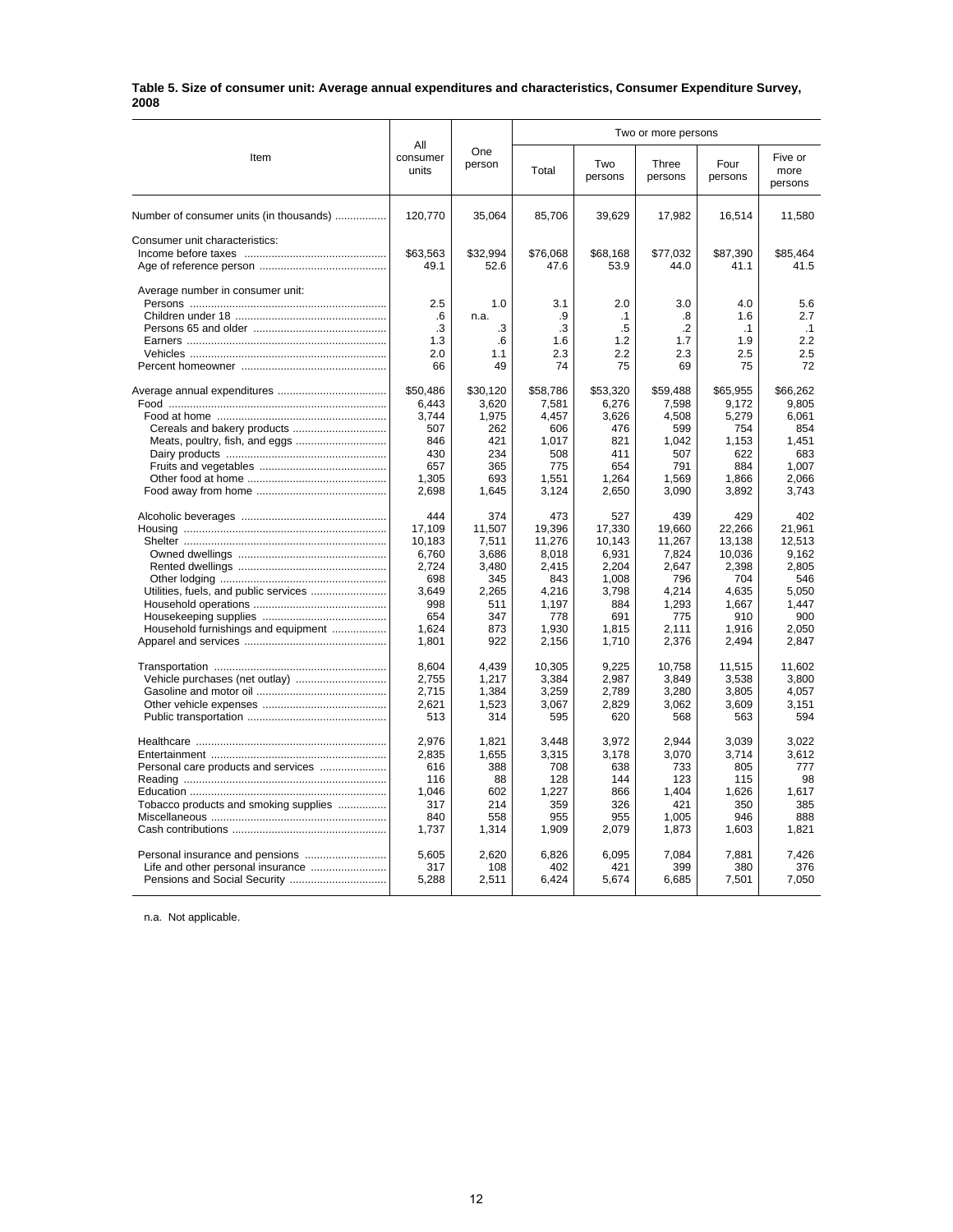**Table 5. Size of consumer unit: Average annual expenditures and characteristics, Consumer Expenditure Survey, 2008**

| Item | All consumer units | One person | Two or more persons | | | | |
|---|---|---|---|---|---|---|---|
| | | | Total | Two persons | Three persons | Four persons | Five or more persons |
| Number of consumer units (in thousands) | 120,770 | 35,064 | 85,706 | 39,629 | 17,982 | 16,514 | 11,580 |
| Consumer unit characteristics: | | | | | | | |
| Income before taxes | $63,563 | $32,994 | $76,068 | $68,168 | $77,032 | $87,390 | $85,464 |
| Age of reference person | 49.1 | 52.6 | 47.6 | 53.9 | 44.0 | 41.1 | 41.5 |
| Average number in consumer unit: | | | | | | | |
| Persons | 2.5 | 1.0 | 3.1 | 2.0 | 3.0 | 4.0 | 5.6 |
| Children under 18 | .6 | n.a. | .9 | .1 | .8 | 1.6 | 2.7 |
| Persons 65 and older | .3 | .3 | .3 | .5 | .2 | .1 | .1 |
| Earners | 1.3 | .6 | 1.6 | 1.2 | 1.7 | 1.9 | 2.2 |
| Vehicles | 2.0 | 1.1 | 2.3 | 2.2 | 2.3 | 2.5 | 2.5 |
| Percent homeowner | 66 | 49 | 74 | 75 | 69 | 75 | 72 |
| Average annual expenditures | $50,486 | $30,120 | $58,786 | $53,320 | $59,488 | $65,955 | $66,262 |
| Food | 6,443 | 3,620 | 7,581 | 6,276 | 7,598 | 9,172 | 9,805 |
| Food at home | 3,744 | 1,975 | 4,457 | 3,626 | 4,508 | 5,279 | 6,061 |
| Cereals and bakery products | 507 | 262 | 606 | 476 | 599 | 754 | 854 |
| Meats, poultry, fish, and eggs | 846 | 421 | 1,017 | 821 | 1,042 | 1,153 | 1,451 |
| Dairy products | 430 | 234 | 508 | 411 | 507 | 622 | 683 |
| Fruits and vegetables | 657 | 365 | 775 | 654 | 791 | 884 | 1,007 |
| Other food at home | 1,305 | 693 | 1,551 | 1,264 | 1,569 | 1,866 | 2,066 |
| Food away from home | 2,698 | 1,645 | 3,124 | 2,650 | 3,090 | 3,892 | 3,743 |
| Alcoholic beverages | 444 | 374 | 473 | 527 | 439 | 429 | 402 |
| Housing | 17,109 | 11,507 | 19,396 | 17,330 | 19,660 | 22,266 | 21,961 |
| Shelter | 10,183 | 7,511 | 11,276 | 10,143 | 11,267 | 13,138 | 12,513 |
| Owned dwellings | 6,760 | 3,686 | 8,018 | 6,931 | 7,824 | 10,036 | 9,162 |
| Rented dwellings | 2,724 | 3,480 | 2,415 | 2,204 | 2,647 | 2,398 | 2,805 |
| Other lodging | 698 | 345 | 843 | 1,008 | 796 | 704 | 546 |
| Utilities, fuels, and public services | 3,649 | 2,265 | 4,216 | 3,798 | 4,214 | 4,635 | 5,050 |
| Household operations | 998 | 511 | 1,197 | 884 | 1,293 | 1,667 | 1,447 |
| Housekeeping supplies | 654 | 347 | 778 | 691 | 775 | 910 | 900 |
| Household furnishings and equipment | 1,624 | 873 | 1,930 | 1,815 | 2,111 | 1,916 | 2,050 |
| Apparel and services | 1,801 | 922 | 2,156 | 1,710 | 2,376 | 2,494 | 2,847 |
| Transportation | 8,604 | 4,439 | 10,305 | 9,225 | 10,758 | 11,515 | 11,602 |
| Vehicle purchases (net outlay) | 2,755 | 1,217 | 3,384 | 2,987 | 3,849 | 3,538 | 3,800 |
| Gasoline and motor oil | 2,715 | 1,384 | 3,259 | 2,789 | 3,280 | 3,805 | 4,057 |
| Other vehicle expenses | 2,621 | 1,523 | 3,067 | 2,829 | 3,062 | 3,609 | 3,151 |
| Public transportation | 513 | 314 | 595 | 620 | 568 | 563 | 594 |
| Healthcare | 2,976 | 1,821 | 3,448 | 3,972 | 2,944 | 3,039 | 3,022 |
| Entertainment | 2,835 | 1,655 | 3,315 | 3,178 | 3,070 | 3,714 | 3,612 |
| Personal care products and services | 616 | 388 | 708 | 638 | 733 | 805 | 777 |
| Reading | 116 | 88 | 128 | 144 | 123 | 115 | 98 |
| Education | 1,046 | 602 | 1,227 | 866 | 1,404 | 1,626 | 1,617 |
| Tobacco products and smoking supplies | 317 | 214 | 359 | 326 | 421 | 350 | 385 |
| Miscellaneous | 840 | 558 | 955 | 955 | 1,005 | 946 | 888 |
| Cash contributions | 1,737 | 1,314 | 1,909 | 2,079 | 1,873 | 1,603 | 1,821 |
| Personal insurance and pensions | 5,605 | 2,620 | 6,826 | 6,095 | 7,084 | 7,881 | 7,426 |
| Life and other personal insurance | 317 | 108 | 402 | 421 | 399 | 380 | 376 |
| Pensions and Social Security | 5,288 | 2,511 | 6,424 | 5,674 | 6,685 | 7,501 | 7,050 |

n.a. Not applicable.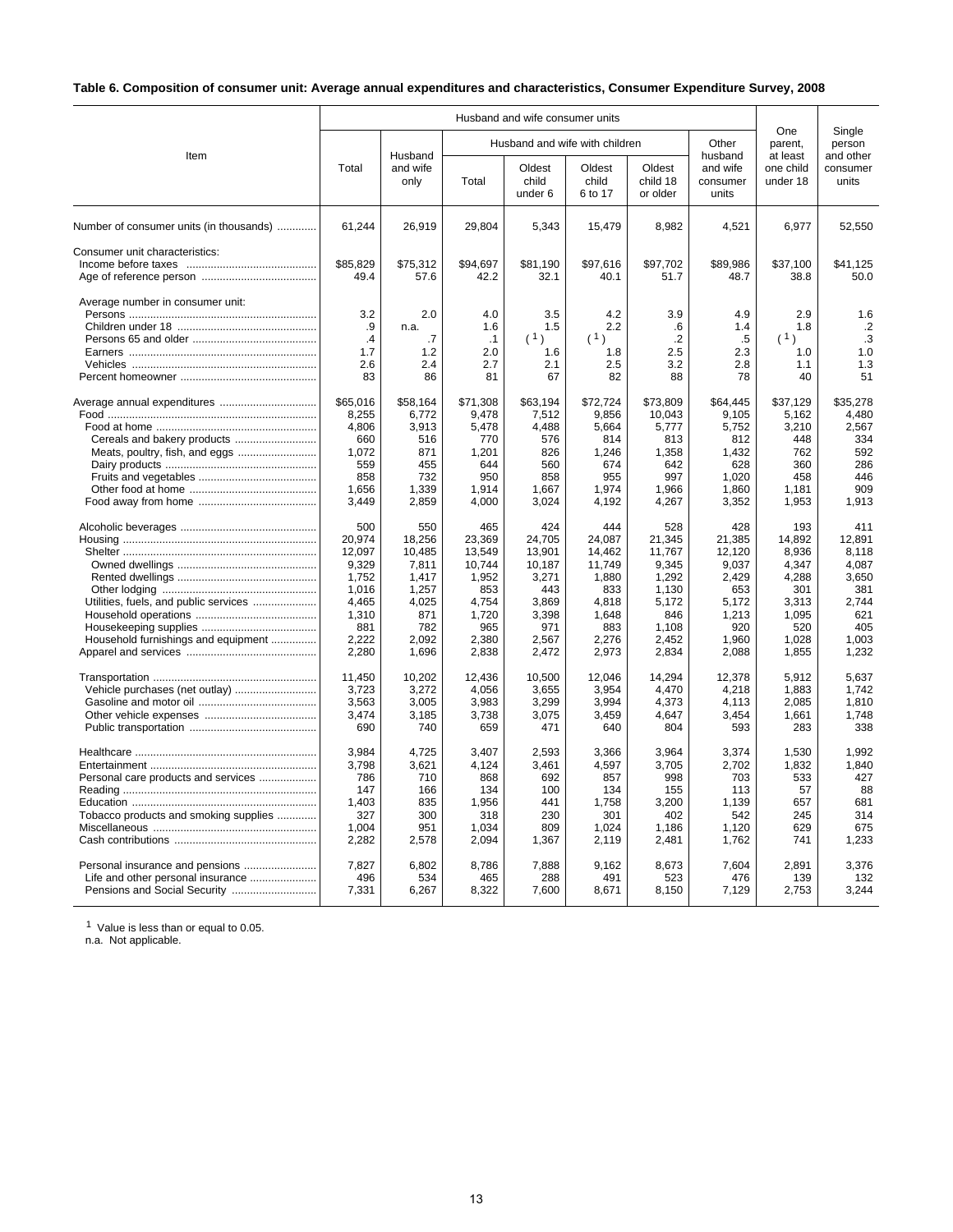**Table 6. Composition of consumer unit: Average annual expenditures and characteristics, Consumer Expenditure Survey, 2008**

| Item | Husband and wife consumer units | | | | | | | One parent, at least one child under 18 | Single person and other consumer units |
|---|---|---|---|---|---|---|---|---|---|
| | Total | Husband and wife only | Husband and wife with children | | | | Other husband and wife consumer units | | |
| | | | Total | Oldest child under 6 | Oldest child 6 to 17 | Oldest child 18 or older | | | |
| Number of consumer units (in thousands) | 61,244 | 26,919 | 29,804 | 5,343 | 15,479 | 8,982 | 4,521 | 6,977 | 52,550 |
| Consumer unit characteristics: | | | | | | | | | |
| Income before taxes | $85,829 | $75,312 | $94,697 | $81,190 | $97,616 | $97,702 | $89,986 | $37,100 | $41,125 |
| Age of reference person | 49.4 | 57.6 | 42.2 | 32.1 | 40.1 | 51.7 | 48.7 | 38.8 | 50.0 |
| Average number in consumer unit: | | | | | | | | | |
| Persons | 3.2 | 2.0 | 4.0 | 3.5 | 4.2 | 3.9 | 4.9 | 2.9 | 1.6 |
| Children under 18 | .9 | n.a. | 1.6 | 1.5 | 2.2 | .6 | 1.4 | 1.8 | .2 |
| Persons 65 and older | .4 | .7 | .1 | (1) | (1) | .2 | .5 | (1) | .3 |
| Earners | 1.7 | 1.2 | 2.0 | 1.6 | 1.8 | 2.5 | 2.3 | 1.0 | 1.0 |
| Vehicles | 2.6 | 2.4 | 2.7 | 2.1 | 2.5 | 3.2 | 2.8 | 1.1 | 1.3 |
| Percent homeowner | 83 | 86 | 81 | 67 | 82 | 88 | 78 | 40 | 51 |
| Average annual expenditures | $65,016 | $58,164 | $71,308 | $63,194 | $72,724 | $73,809 | $64,445 | $37,129 | $35,278 |
| Food | 8,255 | 6,772 | 9,478 | 7,512 | 9,856 | 10,043 | 9,105 | 5,162 | 4,480 |
| Food at home | 4,806 | 3,913 | 5,478 | 4,488 | 5,664 | 5,777 | 5,752 | 3,210 | 2,567 |
| Cereals and bakery products | 660 | 516 | 770 | 576 | 814 | 813 | 812 | 448 | 334 |
| Meats, poultry, fish, and eggs | 1,072 | 871 | 1,201 | 826 | 1,246 | 1,358 | 1,432 | 762 | 592 |
| Dairy products | 559 | 455 | 644 | 560 | 674 | 642 | 628 | 360 | 286 |
| Fruits and vegetables | 858 | 732 | 950 | 858 | 955 | 997 | 1,020 | 458 | 446 |
| Other food at home | 1,656 | 1,339 | 1,914 | 1,667 | 1,974 | 1,966 | 1,860 | 1,181 | 909 |
| Food away from home | 3,449 | 2,859 | 4,000 | 3,024 | 4,192 | 4,267 | 3,352 | 1,953 | 1,913 |
| Alcoholic beverages | 500 | 550 | 465 | 424 | 444 | 528 | 428 | 193 | 411 |
| Housing | 20,974 | 18,256 | 23,369 | 24,705 | 24,087 | 21,345 | 21,385 | 14,892 | 12,891 |
| Shelter | 12,097 | 10,485 | 13,549 | 13,901 | 14,462 | 11,767 | 12,120 | 8,936 | 8,118 |
| Owned dwellings | 9,329 | 7,811 | 10,744 | 10,187 | 11,749 | 9,345 | 9,037 | 4,347 | 4,087 |
| Rented dwellings | 1,752 | 1,417 | 1,952 | 3,271 | 1,880 | 1,292 | 2,429 | 4,288 | 3,650 |
| Other lodging | 1,016 | 1,257 | 853 | 443 | 833 | 1,130 | 653 | 301 | 381 |
| Utilities, fuels, and public services | 4,465 | 4,025 | 4,754 | 3,869 | 4,818 | 5,172 | 5,172 | 3,313 | 2,744 |
| Household operations | 1,310 | 871 | 1,720 | 3,398 | 1,648 | 846 | 1,213 | 1,095 | 621 |
| Housekeeping supplies | 881 | 782 | 965 | 971 | 883 | 1,108 | 920 | 520 | 405 |
| Household furnishings and equipment | 2,222 | 2,092 | 2,380 | 2,567 | 2,276 | 2,452 | 1,960 | 1,028 | 1,003 |
| Apparel and services | 2,280 | 1,696 | 2,838 | 2,472 | 2,973 | 2,834 | 2,088 | 1,855 | 1,232 |
| Transportation | 11,450 | 10,202 | 12,436 | 10,500 | 12,046 | 14,294 | 12,378 | 5,912 | 5,637 |
| Vehicle purchases (net outlay) | 3,723 | 3,272 | 4,056 | 3,655 | 3,954 | 4,470 | 4,218 | 1,883 | 1,742 |
| Gasoline and motor oil | 3,563 | 3,005 | 3,983 | 3,299 | 3,994 | 4,373 | 4,113 | 2,085 | 1,810 |
| Other vehicle expenses | 3,474 | 3,185 | 3,738 | 3,075 | 3,459 | 4,647 | 3,454 | 1,661 | 1,748 |
| Public transportation | 690 | 740 | 659 | 471 | 640 | 804 | 593 | 283 | 338 |
| Healthcare | 3,984 | 4,725 | 3,407 | 2,593 | 3,366 | 3,964 | 3,374 | 1,530 | 1,992 |
| Entertainment | 3,798 | 3,621 | 4,124 | 3,461 | 4,597 | 3,705 | 2,702 | 1,832 | 1,840 |
| Personal care products and services | 786 | 710 | 868 | 692 | 857 | 998 | 703 | 533 | 427 |
| Reading | 147 | 166 | 134 | 100 | 134 | 155 | 113 | 57 | 88 |
| Education | 1,403 | 835 | 1,956 | 441 | 1,758 | 3,200 | 1,139 | 657 | 681 |
| Tobacco products and smoking supplies | 327 | 300 | 318 | 230 | 301 | 402 | 542 | 245 | 314 |
| Miscellaneous | 1,004 | 951 | 1,034 | 809 | 1,024 | 1,186 | 1,120 | 629 | 675 |
| Cash contributions | 2,282 | 2,578 | 2,094 | 1,367 | 2,119 | 2,481 | 1,762 | 741 | 1,233 |
| Personal insurance and pensions | 7,827 | 6,802 | 8,786 | 7,888 | 9,162 | 8,673 | 7,604 | 2,891 | 3,376 |
| Life and other personal insurance | 496 | 534 | 465 | 288 | 491 | 523 | 476 | 139 | 132 |
| Pensions and Social Security | 7,331 | 6,267 | 8,322 | 7,600 | 8,671 | 8,150 | 7,129 | 2,753 | 3,244 |

[1] Value is less than or equal to 0.05.
n.a. Not applicable.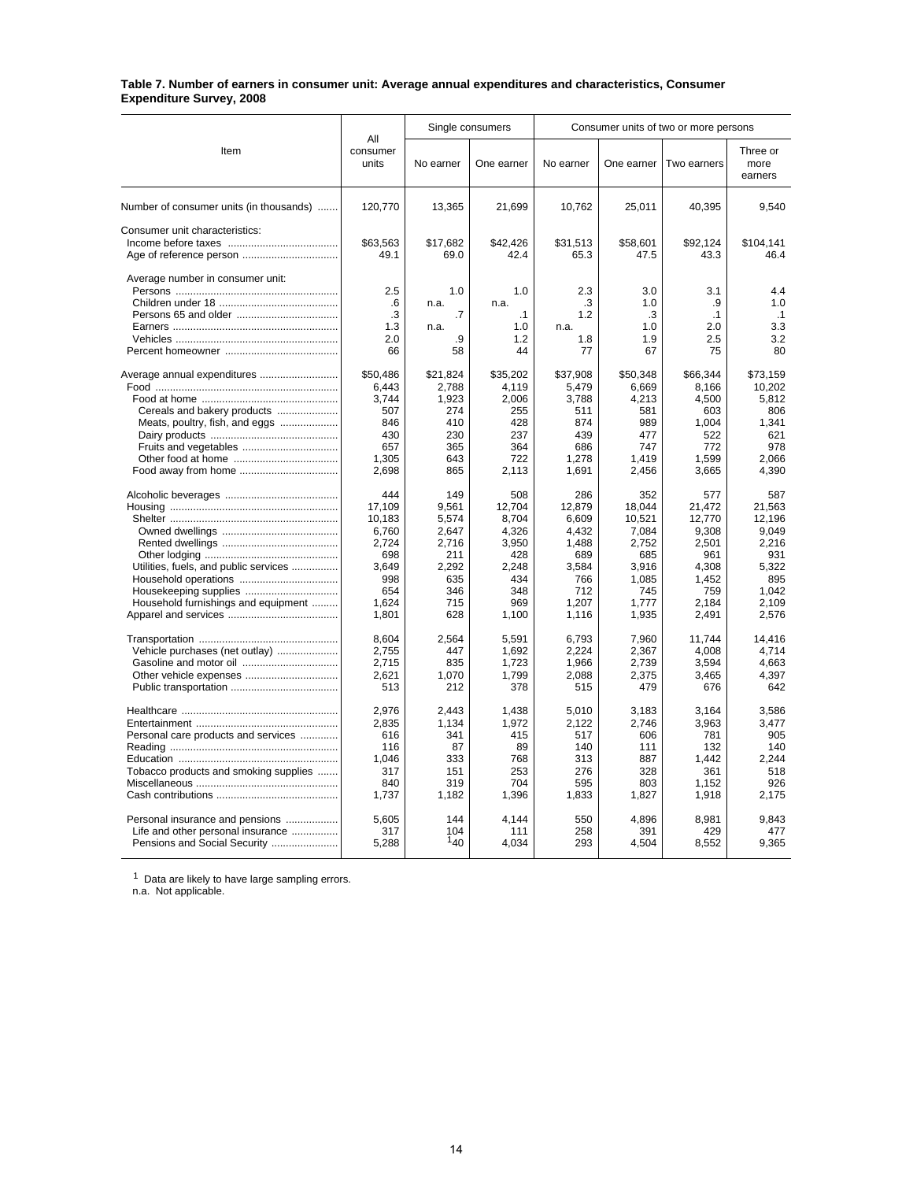**Table 7. Number of earners in consumer unit: Average annual expenditures and characteristics, Consumer Expenditure Survey, 2008**

| Item | All consumer units | Single consumers | | Consumer units of two or more persons | | | |
|---|---|---|---|---|---|---|---|
| | | No earner | One earner | No earner | One earner | Two earners | Three or more earners |
| Number of consumer units (in thousands) | 120,770 | 13,365 | 21,699 | 10,762 | 25,011 | 40,395 | 9,540 |
| Consumer unit characteristics: | | | | | | | |
| Income before taxes | $63,563 | $17,682 | $42,426 | $31,513 | $58,601 | $92,124 | $104,141 |
| Age of reference person | 49.1 | 69.0 | 42.4 | 65.3 | 47.5 | 43.3 | 46.4 |
| Average number in consumer unit: | | | | | | | |
| Persons | 2.5 | 1.0 | 1.0 | 2.3 | 3.0 | 3.1 | 4.4 |
| Children under 18 | .6 | n.a. | n.a. | .3 | 1.0 | .9 | 1.0 |
| Persons 65 and older | .3 | .7 | .1 | 1.2 | .3 | .1 | .1 |
| Earners | 1.3 | n.a. | 1.0 | n.a. | 1.0 | 2.0 | 3.3 |
| Vehicles | 2.0 | .9 | 1.2 | 1.8 | 1.9 | 2.5 | 3.2 |
| Percent homeowner | 66 | 58 | 44 | 77 | 67 | 75 | 80 |
| Average annual expenditures | $50,486 | $21,824 | $35,202 | $37,908 | $50,348 | $66,344 | $73,159 |
| Food | 6,443 | 2,788 | 4,119 | 5,479 | 6,669 | 8,166 | 10,202 |
| Food at home | 3,744 | 1,923 | 2,006 | 3,788 | 4,213 | 4,500 | 5,812 |
| Cereals and bakery products | 507 | 274 | 255 | 511 | 581 | 603 | 806 |
| Meats, poultry, fish, and eggs | 846 | 410 | 428 | 874 | 989 | 1,004 | 1,341 |
| Dairy products | 430 | 230 | 237 | 439 | 477 | 522 | 621 |
| Fruits and vegetables | 657 | 365 | 364 | 686 | 747 | 772 | 978 |
| Other food at home | 1,305 | 643 | 722 | 1,278 | 1,419 | 1,599 | 2,066 |
| Food away from home | 2,698 | 865 | 2,113 | 1,691 | 2,456 | 3,665 | 4,390 |
| Alcoholic beverages | 444 | 149 | 508 | 286 | 352 | 577 | 587 |
| Housing | 17,109 | 9,561 | 12,704 | 12,879 | 18,044 | 21,472 | 21,563 |
| Shelter | 10,183 | 5,574 | 8,704 | 6,609 | 10,521 | 12,770 | 12,196 |
| Owned dwellings | 6,760 | 2,647 | 4,326 | 4,432 | 7,084 | 9,308 | 9,049 |
| Rented dwellings | 2,724 | 2,716 | 3,950 | 1,488 | 2,752 | 2,501 | 2,216 |
| Other lodging | 698 | 211 | 428 | 689 | 685 | 961 | 931 |
| Utilities, fuels, and public services | 3,649 | 2,292 | 2,248 | 3,584 | 3,916 | 4,308 | 5,322 |
| Household operations | 998 | 635 | 434 | 766 | 1,085 | 1,452 | 895 |
| Housekeeping supplies | 654 | 346 | 348 | 712 | 745 | 759 | 1,042 |
| Household furnishings and equipment | 1,624 | 715 | 969 | 1,207 | 1,777 | 2,184 | 2,109 |
| Apparel and services | 1,801 | 628 | 1,100 | 1,116 | 1,935 | 2,491 | 2,576 |
| Transportation | 8,604 | 2,564 | 5,591 | 6,793 | 7,960 | 11,744 | 14,416 |
| Vehicle purchases (net outlay) | 2,755 | 447 | 1,692 | 2,224 | 2,367 | 4,008 | 4,714 |
| Gasoline and motor oil | 2,715 | 835 | 1,723 | 1,966 | 2,739 | 3,594 | 4,663 |
| Other vehicle expenses | 2,621 | 1,070 | 1,799 | 2,088 | 2,375 | 3,465 | 4,397 |
| Public transportation | 513 | 212 | 378 | 515 | 479 | 676 | 642 |
| Healthcare | 2,976 | 2,443 | 1,438 | 5,010 | 3,183 | 3,164 | 3,586 |
| Entertainment | 2,835 | 1,134 | 1,972 | 2,122 | 2,746 | 3,963 | 3,477 |
| Personal care products and services | 616 | 341 | 415 | 517 | 606 | 781 | 905 |
| Reading | 116 | 87 | 89 | 140 | 111 | 132 | 140 |
| Education | 1,046 | 333 | 768 | 313 | 887 | 1,442 | 2,244 |
| Tobacco products and smoking supplies | 317 | 151 | 253 | 276 | 328 | 361 | 518 |
| Miscellaneous | 840 | 319 | 704 | 595 | 803 | 1,152 | 926 |
| Cash contributions | 1,737 | 1,182 | 1,396 | 1,833 | 1,827 | 1,918 | 2,175 |
| Personal insurance and pensions | 5,605 | 144 | 4,144 | 550 | 4,896 | 8,981 | 9,843 |
| Life and other personal insurance | 317 | 104 | 111 | 258 | 391 | 429 | 477 |
| Pensions and Social Security | 5,288 | [1]40 | 4,034 | 293 | 4,504 | 8,552 | 9,365 |

[1] Data are likely to have large sampling errors.

n.a. Not applicable.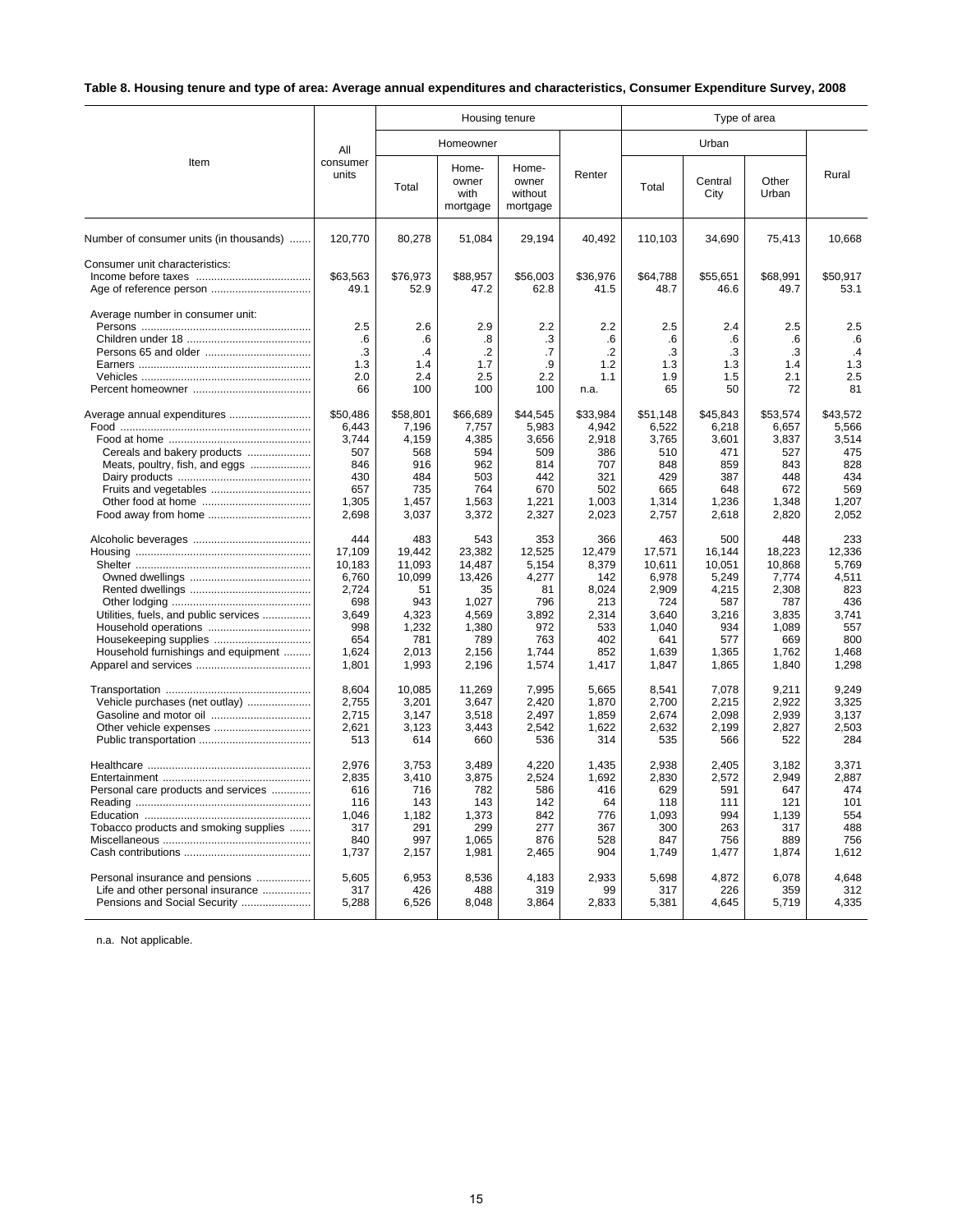**Table 8. Housing tenure and type of area: Average annual expenditures and characteristics, Consumer Expenditure Survey, 2008**

| Item | All consumer units | Housing tenure | | | | Type of area | | | |
|---|---|---|---|---|---|---|---|---|---|
| | | Homeowner | | | Renter | Urban | | | Rural |
| | | Total | Home-owner with mortgage | Home-owner without mortgage | | Total | Central City | Other Urban | |
| Number of consumer units (in thousands) | 120,770 | 80,278 | 51,084 | 29,194 | 40,492 | 110,103 | 34,690 | 75,413 | 10,668 |
| Consumer unit characteristics: | | | | | | | | | |
| Income before taxes | $63,563 | $76,973 | $88,957 | $56,003 | $36,976 | $64,788 | $55,651 | $68,991 | $50,917 |
| Age of reference person | 49.1 | 52.9 | 47.2 | 62.8 | 41.5 | 48.7 | 46.6 | 49.7 | 53.1 |
| Average number in consumer unit: | | | | | | | | | |
| Persons | 2.5 | 2.6 | 2.9 | 2.2 | 2.2 | 2.5 | 2.4 | 2.5 | 2.5 |
| Children under 18 | .6 | .6 | .8 | .3 | .6 | .6 | .6 | .6 | .6 |
| Persons 65 and older | .3 | .4 | .2 | .7 | .2 | .3 | .3 | .3 | .4 |
| Earners | 1.3 | 1.4 | 1.7 | .9 | 1.2 | 1.3 | 1.3 | 1.4 | 1.3 |
| Vehicles | 2.0 | 2.4 | 2.5 | 2.2 | 1.1 | 1.9 | 1.5 | 2.1 | 2.5 |
| Percent homeowner | 66 | 100 | 100 | 100 | n.a. | 65 | 50 | 72 | 81 |
| Average annual expenditures | $50,486 | $58,801 | $66,689 | $44,545 | $33,984 | $51,148 | $45,843 | $53,574 | $43,572 |
| Food | 6,443 | 7,196 | 7,757 | 5,983 | 4,942 | 6,522 | 6,218 | 6,657 | 5,566 |
| Food at home | 3,744 | 4,159 | 4,385 | 3,656 | 2,918 | 3,765 | 3,601 | 3,837 | 3,514 |
| Cereals and bakery products | 507 | 568 | 594 | 509 | 386 | 510 | 471 | 527 | 475 |
| Meats, poultry, fish, and eggs | 846 | 916 | 962 | 814 | 707 | 848 | 859 | 843 | 828 |
| Dairy products | 430 | 484 | 503 | 442 | 321 | 429 | 387 | 448 | 434 |
| Fruits and vegetables | 657 | 735 | 764 | 670 | 502 | 665 | 648 | 672 | 569 |
| Other food at home | 1,305 | 1,457 | 1,563 | 1,221 | 1,003 | 1,314 | 1,236 | 1,348 | 1,207 |
| Food away from home | 2,698 | 3,037 | 3,372 | 2,327 | 2,023 | 2,757 | 2,618 | 2,820 | 2,052 |
| Alcoholic beverages | 444 | 483 | 543 | 353 | 366 | 463 | 500 | 448 | 233 |
| Housing | 17,109 | 19,442 | 23,382 | 12,525 | 12,479 | 17,571 | 16,144 | 18,223 | 12,336 |
| Shelter | 10,183 | 11,093 | 14,487 | 5,154 | 8,379 | 10,611 | 10,051 | 10,868 | 5,769 |
| Owned dwellings | 6,760 | 10,099 | 13,426 | 4,277 | 142 | 6,978 | 5,249 | 7,774 | 4,511 |
| Rented dwellings | 2,724 | 51 | 35 | 81 | 8,024 | 2,909 | 4,215 | 2,308 | 823 |
| Other lodging | 698 | 943 | 1,027 | 796 | 213 | 724 | 587 | 787 | 436 |
| Utilities, fuels, and public services | 3,649 | 4,323 | 4,569 | 3,892 | 2,314 | 3,640 | 3,216 | 3,835 | 3,741 |
| Household operations | 998 | 1,232 | 1,380 | 972 | 533 | 1,040 | 934 | 1,089 | 557 |
| Housekeeping supplies | 654 | 781 | 789 | 763 | 402 | 641 | 577 | 669 | 800 |
| Household furnishings and equipment | 1,624 | 2,013 | 2,156 | 1,744 | 852 | 1,639 | 1,365 | 1,762 | 1,468 |
| Apparel and services | 1,801 | 1,993 | 2,196 | 1,574 | 1,417 | 1,847 | 1,865 | 1,840 | 1,298 |
| Transportation | 8,604 | 10,085 | 11,269 | 7,995 | 5,665 | 8,541 | 7,078 | 9,211 | 9,249 |
| Vehicle purchases (net outlay) | 2,755 | 3,201 | 3,647 | 2,420 | 1,870 | 2,700 | 2,215 | 2,922 | 3,325 |
| Gasoline and motor oil | 2,715 | 3,147 | 3,518 | 2,497 | 1,859 | 2,674 | 2,098 | 2,939 | 3,137 |
| Other vehicle expenses | 2,621 | 3,123 | 3,443 | 2,542 | 1,622 | 2,632 | 2,199 | 2,827 | 2,503 |
| Public transportation | 513 | 614 | 660 | 536 | 314 | 535 | 566 | 522 | 284 |
| Healthcare | 2,976 | 3,753 | 3,489 | 4,220 | 1,435 | 2,938 | 2,405 | 3,182 | 3,371 |
| Entertainment | 2,835 | 3,410 | 3,875 | 2,524 | 1,692 | 2,830 | 2,572 | 2,949 | 2,887 |
| Personal care products and services | 616 | 716 | 782 | 586 | 416 | 629 | 591 | 647 | 474 |
| Reading | 116 | 143 | 143 | 142 | 64 | 118 | 111 | 121 | 101 |
| Education | 1,046 | 1,182 | 1,373 | 842 | 776 | 1,093 | 994 | 1,139 | 554 |
| Tobacco products and smoking supplies | 317 | 291 | 299 | 277 | 367 | 300 | 263 | 317 | 488 |
| Miscellaneous | 840 | 997 | 1,065 | 876 | 528 | 847 | 756 | 889 | 756 |
| Cash contributions | 1,737 | 2,157 | 1,981 | 2,465 | 904 | 1,749 | 1,477 | 1,874 | 1,612 |
| Personal insurance and pensions | 5,605 | 6,953 | 8,536 | 4,183 | 2,933 | 5,698 | 4,872 | 6,078 | 4,648 |
| Life and other personal insurance | 317 | 426 | 488 | 319 | 99 | 317 | 226 | 359 | 312 |
| Pensions and Social Security | 5,288 | 6,526 | 8,048 | 3,864 | 2,833 | 5,381 | 4,645 | 5,719 | 4,335 |

n.a. Not applicable.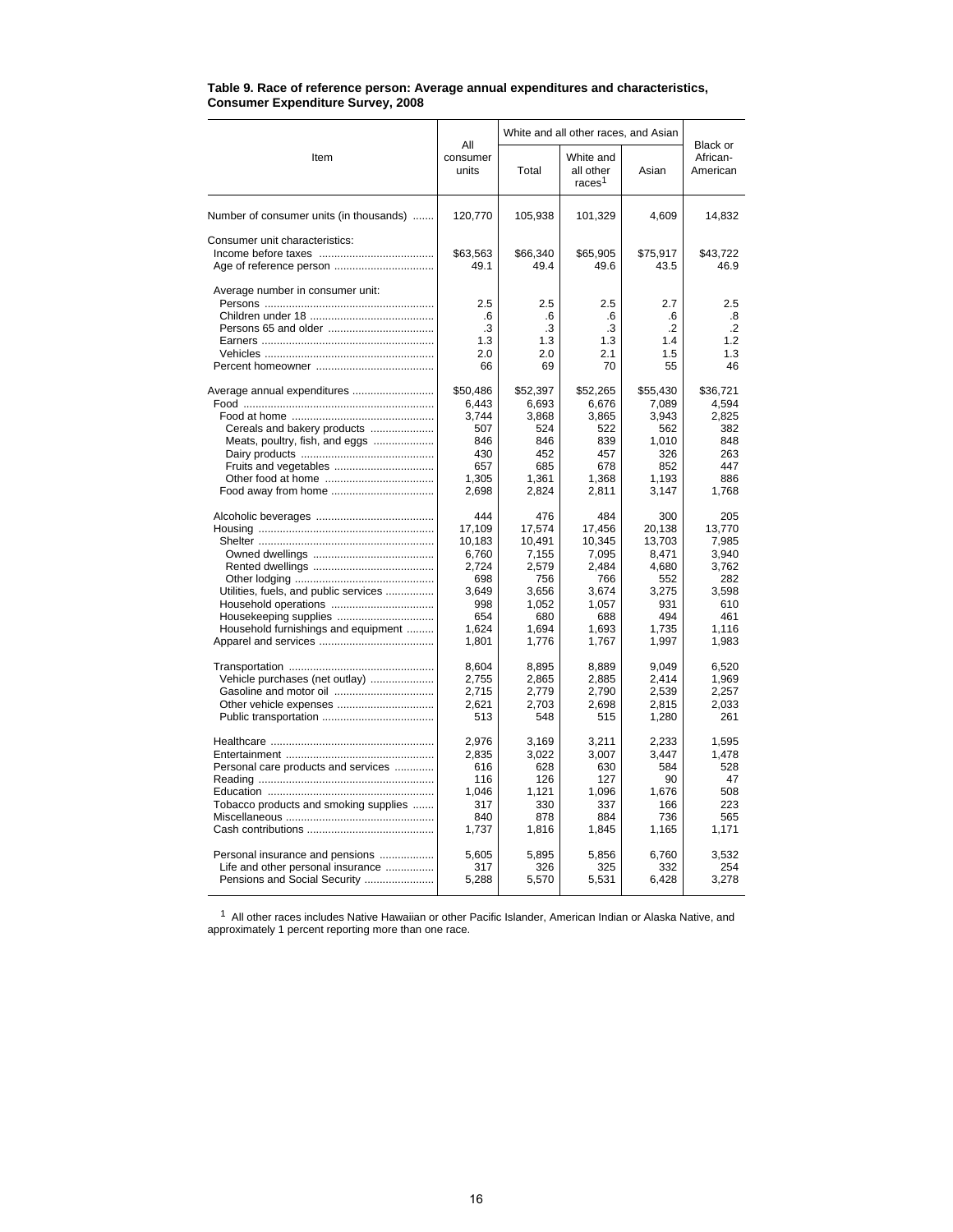**Table 9. Race of reference person: Average annual expenditures and characteristics, Consumer Expenditure Survey, 2008**

| Item | All consumer units | White and all other races, and Asian | | | Black or African-American |
|---|---|---|---|---|---|
| | | Total | White and all other races[1] | Asian | |
| Number of consumer units (in thousands) | 120,770 | 105,938 | 101,329 | 4,609 | 14,832 |
| Consumer unit characteristics: | | | | | |
| Income before taxes | $63,563 | $66,340 | $65,905 | $75,917 | $43,722 |
| Age of reference person | 49.1 | 49.4 | 49.6 | 43.5 | 46.9 |
| Average number in consumer unit: | | | | | |
| Persons | 2.5 | 2.5 | 2.5 | 2.7 | 2.5 |
| Children under 18 | .6 | .6 | .6 | .6 | .8 |
| Persons 65 and older | .3 | .3 | .3 | .2 | .2 |
| Earners | 1.3 | 1.3 | 1.3 | 1.4 | 1.2 |
| Vehicles | 2.0 | 2.0 | 2.1 | 1.5 | 1.3 |
| Percent homeowner | 66 | 69 | 70 | 55 | 46 |
| Average annual expenditures | $50,486 | $52,397 | $52,265 | $55,430 | $36,721 |
| Food | 6,443 | 6,693 | 6,676 | 7,089 | 4,594 |
| Food at home | 3,744 | 3,868 | 3,865 | 3,943 | 2,825 |
| Cereals and bakery products | 507 | 524 | 522 | 562 | 382 |
| Meats, poultry, fish, and eggs | 846 | 846 | 839 | 1,010 | 848 |
| Dairy products | 430 | 452 | 457 | 326 | 263 |
| Fruits and vegetables | 657 | 685 | 678 | 852 | 447 |
| Other food at home | 1,305 | 1,361 | 1,368 | 1,193 | 886 |
| Food away from home | 2,698 | 2,824 | 2,811 | 3,147 | 1,768 |
| Alcoholic beverages | 444 | 476 | 484 | 300 | 205 |
| Housing | 17,109 | 17,574 | 17,456 | 20,138 | 13,770 |
| Shelter | 10,183 | 10,491 | 10,345 | 13,703 | 7,985 |
| Owned dwellings | 6,760 | 7,155 | 7,095 | 8,471 | 3,940 |
| Rented dwellings | 2,724 | 2,579 | 2,484 | 4,680 | 3,762 |
| Other lodging | 698 | 756 | 766 | 552 | 282 |
| Utilities, fuels, and public services | 3,649 | 3,656 | 3,674 | 3,275 | 3,598 |
| Household operations | 998 | 1,052 | 1,057 | 931 | 610 |
| Housekeeping supplies | 654 | 680 | 688 | 494 | 461 |
| Household furnishings and equipment | 1,624 | 1,694 | 1,693 | 1,735 | 1,116 |
| Apparel and services | 1,801 | 1,776 | 1,767 | 1,997 | 1,983 |
| Transportation | 8,604 | 8,895 | 8,889 | 9,049 | 6,520 |
| Vehicle purchases (net outlay) | 2,755 | 2,865 | 2,885 | 2,414 | 1,969 |
| Gasoline and motor oil | 2,715 | 2,779 | 2,790 | 2,539 | 2,257 |
| Other vehicle expenses | 2,621 | 2,703 | 2,698 | 2,815 | 2,033 |
| Public transportation | 513 | 548 | 515 | 1,280 | 261 |
| Healthcare | 2,976 | 3,169 | 3,211 | 2,233 | 1,595 |
| Entertainment | 2,835 | 3,022 | 3,007 | 3,447 | 1,478 |
| Personal care products and services | 616 | 628 | 630 | 584 | 528 |
| Reading | 116 | 126 | 127 | 90 | 47 |
| Education | 1,046 | 1,121 | 1,096 | 1,676 | 508 |
| Tobacco products and smoking supplies | 317 | 330 | 337 | 166 | 223 |
| Miscellaneous | 840 | 878 | 884 | 736 | 565 |
| Cash contributions | 1,737 | 1,816 | 1,845 | 1,165 | 1,171 |
| Personal insurance and pensions | 5,605 | 5,895 | 5,856 | 6,760 | 3,532 |
| Life and other personal insurance | 317 | 326 | 325 | 332 | 254 |
| Pensions and Social Security | 5,288 | 5,570 | 5,531 | 6,428 | 3,278 |

[1] All other races includes Native Hawaiian or other Pacific Islander, American Indian or Alaska Native, and approximately 1 percent reporting more than one race.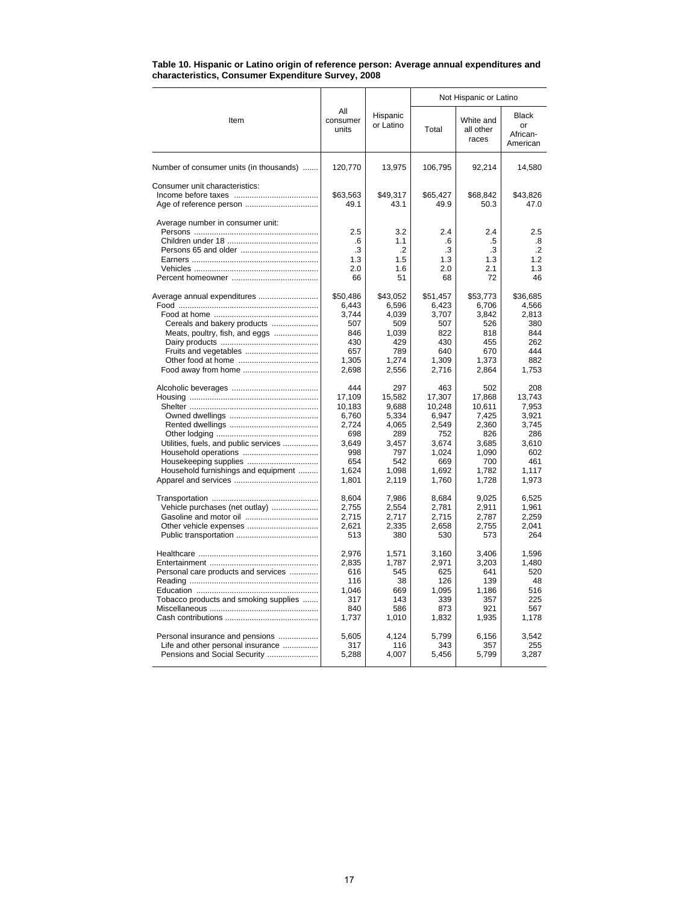**Table 10. Hispanic or Latino origin of reference person: Average annual expenditures and characteristics, Consumer Expenditure Survey, 2008**

| Item | All consumer units | Hispanic or Latino | Not Hispanic or Latino | | |
|---|---|---|---|---|---|
| | | | Total | White and all other races | Black or African-American |
| Number of consumer units (in thousands) | 120,770 | 13,975 | 106,795 | 92,214 | 14,580 |
| Consumer unit characteristics: | | | | | |
| Income before taxes | $63,563 | $49,317 | $65,427 | $68,842 | $43,826 |
| Age of reference person | 49.1 | 43.1 | 49.9 | 50.3 | 47.0 |
| Average number in consumer unit: | | | | | |
| Persons | 2.5 | 3.2 | 2.4 | 2.4 | 2.5 |
| Children under 18 | .6 | 1.1 | .6 | .5 | .8 |
| Persons 65 and older | .3 | .2 | .3 | .3 | .2 |
| Earners | 1.3 | 1.5 | 1.3 | 1.3 | 1.2 |
| Vehicles | 2.0 | 1.6 | 2.0 | 2.1 | 1.3 |
| Percent homeowner | 66 | 51 | 68 | 72 | 46 |
| Average annual expenditures | $50,486 | $43,052 | $51,457 | $53,773 | $36,685 |
| Food | 6,443 | 6,596 | 6,423 | 6,706 | 4,566 |
| Food at home | 3,744 | 4,039 | 3,707 | 3,842 | 2,813 |
| Cereals and bakery products | 507 | 509 | 507 | 526 | 380 |
| Meats, poultry, fish, and eggs | 846 | 1,039 | 822 | 818 | 844 |
| Dairy products | 430 | 429 | 430 | 455 | 262 |
| Fruits and vegetables | 657 | 789 | 640 | 670 | 444 |
| Other food at home | 1,305 | 1,274 | 1,309 | 1,373 | 882 |
| Food away from home | 2,698 | 2,556 | 2,716 | 2,864 | 1,753 |
| Alcoholic beverages | 444 | 297 | 463 | 502 | 208 |
| Housing | 17,109 | 15,582 | 17,307 | 17,868 | 13,743 |
| Shelter | 10,183 | 9,688 | 10,248 | 10,611 | 7,953 |
| Owned dwellings | 6,760 | 5,334 | 6,947 | 7,425 | 3,921 |
| Rented dwellings | 2,724 | 4,065 | 2,549 | 2,360 | 3,745 |
| Other lodging | 698 | 289 | 752 | 826 | 286 |
| Utilities, fuels, and public services | 3,649 | 3,457 | 3,674 | 3,685 | 3,610 |
| Household operations | 998 | 797 | 1,024 | 1,090 | 602 |
| Housekeeping supplies | 654 | 542 | 669 | 700 | 461 |
| Household furnishings and equipment | 1,624 | 1,098 | 1,692 | 1,782 | 1,117 |
| Apparel and services | 1,801 | 2,119 | 1,760 | 1,728 | 1,973 |
| Transportation | 8,604 | 7,986 | 8,684 | 9,025 | 6,525 |
| Vehicle purchases (net outlay) | 2,755 | 2,554 | 2,781 | 2,911 | 1,961 |
| Gasoline and motor oil | 2,715 | 2,717 | 2,715 | 2,787 | 2,259 |
| Other vehicle expenses | 2,621 | 2,335 | 2,658 | 2,755 | 2,041 |
| Public transportation | 513 | 380 | 530 | 573 | 264 |
| Healthcare | 2,976 | 1,571 | 3,160 | 3,406 | 1,596 |
| Entertainment | 2,835 | 1,787 | 2,971 | 3,203 | 1,480 |
| Personal care products and services | 616 | 545 | 625 | 641 | 520 |
| Reading | 116 | 38 | 126 | 139 | 48 |
| Education | 1,046 | 669 | 1,095 | 1,186 | 516 |
| Tobacco products and smoking supplies | 317 | 143 | 339 | 357 | 225 |
| Miscellaneous | 840 | 586 | 873 | 921 | 567 |
| Cash contributions | 1,737 | 1,010 | 1,832 | 1,935 | 1,178 |
| Personal insurance and pensions | 5,605 | 4,124 | 5,799 | 6,156 | 3,542 |
| Life and other personal insurance | 317 | 116 | 343 | 357 | 255 |
| Pensions and Social Security | 5,288 | 4,007 | 5,456 | 5,799 | 3,287 |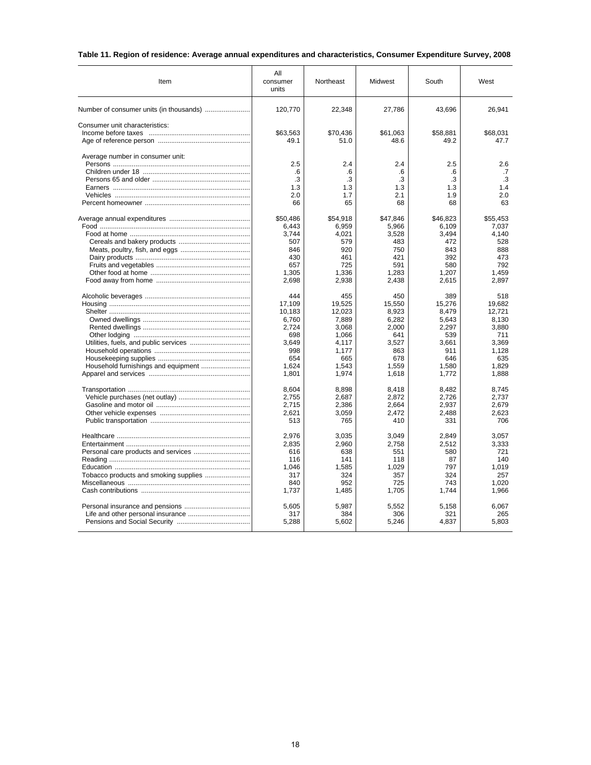**Table 11. Region of residence: Average annual expenditures and characteristics, Consumer Expenditure Survey, 2008**

| Item | All consumer units | Northeast | Midwest | South | West |
|---|---|---|---|---|---|
| Number of consumer units (in thousands) | 120,770 | 22,348 | 27,786 | 43,696 | 26,941 |
| Consumer unit characteristics: | | | | | |
| Income before taxes | $63,563 | $70,436 | $61,063 | $58,881 | $68,031 |
| Age of reference person | 49.1 | 51.0 | 48.6 | 49.2 | 47.7 |
| Average number in consumer unit: | | | | | |
| Persons | 2.5 | 2.4 | 2.4 | 2.5 | 2.6 |
| Children under 18 | .6 | .6 | .6 | .6 | .7 |
| Persons 65 and older | .3 | .3 | .3 | .3 | .3 |
| Earners | 1.3 | 1.3 | 1.3 | 1.3 | 1.4 |
| Vehicles | 2.0 | 1.7 | 2.1 | 1.9 | 2.0 |
| Percent homeowner | 66 | 65 | 68 | 68 | 63 |
| Average annual expenditures | $50,486 | $54,918 | $47,846 | $46,823 | $55,453 |
| Food | 6,443 | 6,959 | 5,966 | 6,109 | 7,037 |
| Food at home | 3,744 | 4,021 | 3,528 | 3,494 | 4,140 |
| Cereals and bakery products | 507 | 579 | 483 | 472 | 528 |
| Meats, poultry, fish, and eggs | 846 | 920 | 750 | 843 | 888 |
| Dairy products | 430 | 461 | 421 | 392 | 473 |
| Fruits and vegetables | 657 | 725 | 591 | 580 | 792 |
| Other food at home | 1,305 | 1,336 | 1,283 | 1,207 | 1,459 |
| Food away from home | 2,698 | 2,938 | 2,438 | 2,615 | 2,897 |
| Alcoholic beverages | 444 | 455 | 450 | 389 | 518 |
| Housing | 17,109 | 19,525 | 15,550 | 15,276 | 19,682 |
| Shelter | 10,183 | 12,023 | 8,923 | 8,479 | 12,721 |
| Owned dwellings | 6,760 | 7,889 | 6,282 | 5,643 | 8,130 |
| Rented dwellings | 2,724 | 3,068 | 2,000 | 2,297 | 3,880 |
| Other lodging | 698 | 1,066 | 641 | 539 | 711 |
| Utilities, fuels, and public services | 3,649 | 4,117 | 3,527 | 3,661 | 3,369 |
| Household operations | 998 | 1,177 | 863 | 911 | 1,128 |
| Housekeeping supplies | 654 | 665 | 678 | 646 | 635 |
| Household furnishings and equipment | 1,624 | 1,543 | 1,559 | 1,580 | 1,829 |
| Apparel and services | 1,801 | 1,974 | 1,618 | 1,772 | 1,888 |
| Transportation | 8,604 | 8,898 | 8,418 | 8,482 | 8,745 |
| Vehicle purchases (net outlay) | 2,755 | 2,687 | 2,872 | 2,726 | 2,737 |
| Gasoline and motor oil | 2,715 | 2,386 | 2,664 | 2,937 | 2,679 |
| Other vehicle expenses | 2,621 | 3,059 | 2,472 | 2,488 | 2,623 |
| Public transportation | 513 | 765 | 410 | 331 | 706 |
| Healthcare | 2,976 | 3,035 | 3,049 | 2,849 | 3,057 |
| Entertainment | 2,835 | 2,960 | 2,758 | 2,512 | 3,333 |
| Personal care products and services | 616 | 638 | 551 | 580 | 721 |
| Reading | 116 | 141 | 118 | 87 | 140 |
| Education | 1,046 | 1,585 | 1,029 | 797 | 1,019 |
| Tobacco products and smoking supplies | 317 | 324 | 357 | 324 | 257 |
| Miscellaneous | 840 | 952 | 725 | 743 | 1,020 |
| Cash contributions | 1,737 | 1,485 | 1,705 | 1,744 | 1,966 |
| Personal insurance and pensions | 5,605 | 5,987 | 5,552 | 5,158 | 6,067 |
| Life and other personal insurance | 317 | 384 | 306 | 321 | 265 |
| Pensions and Social Security | 5,288 | 5,602 | 5,246 | 4,837 | 5,803 |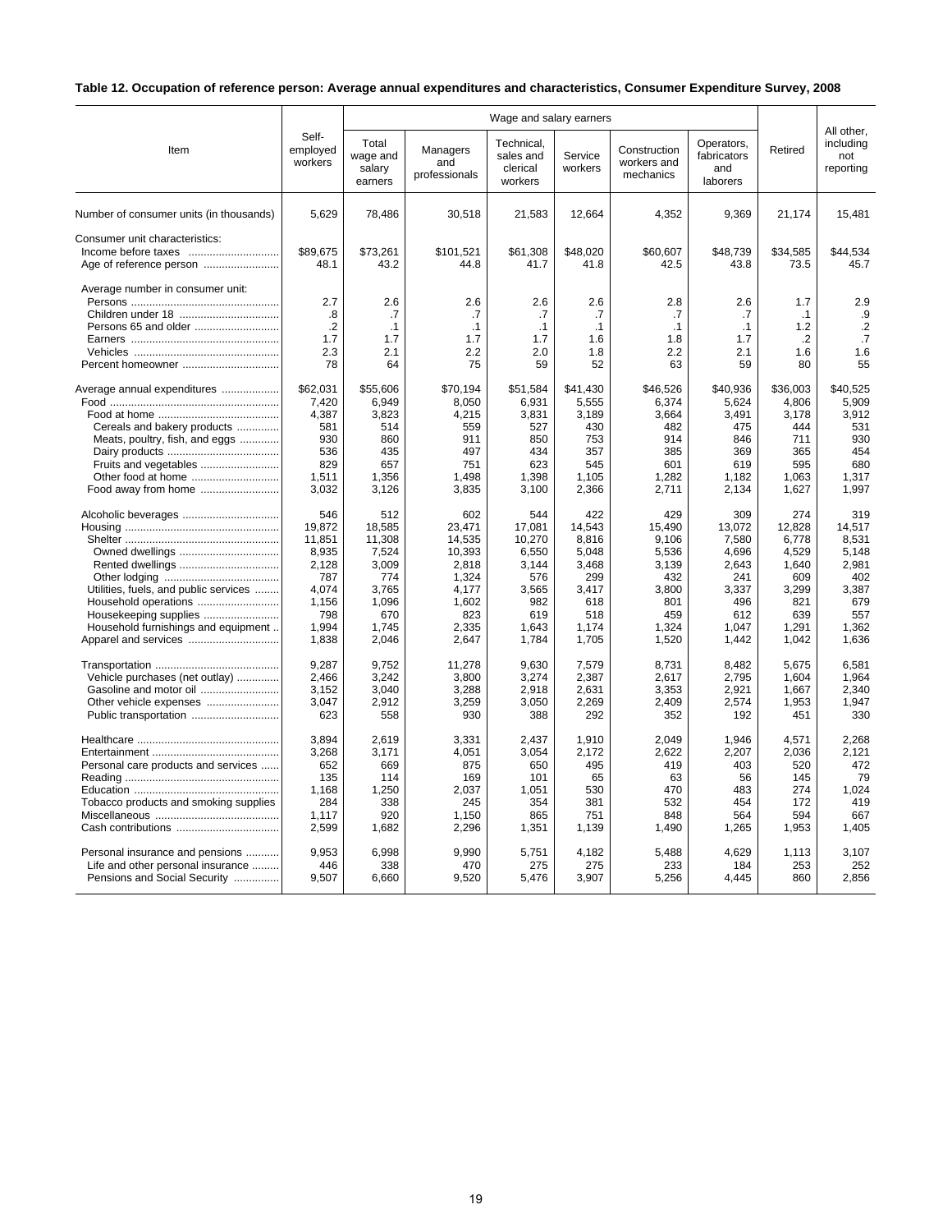**Table 12. Occupation of reference person: Average annual expenditures and characteristics, Consumer Expenditure Survey, 2008**

| Item | Self-employed workers | Wage and salary earners | | | | | | Retired | All other, including not reporting |
|---|---|---|---|---|---|---|---|---|---|
| | | Total wage and salary earners | Managers and professionals | Technical, sales and clerical workers | Service workers | Construction workers and mechanics | Operators, fabricators and laborers | | |
| Number of consumer units (in thousands) | 5,629 | 78,486 | 30,518 | 21,583 | 12,664 | 4,352 | 9,369 | 21,174 | 15,481 |
| Consumer unit characteristics: | | | | | | | | | |
| Income before taxes | $89,675 | $73,261 | $101,521 | $61,308 | $48,020 | $60,607 | $48,739 | $34,585 | $44,534 |
| Age of reference person | 48.1 | 43.2 | 44.8 | 41.7 | 41.8 | 42.5 | 43.8 | 73.5 | 45.7 |
| Average number in consumer unit: | | | | | | | | | |
| Persons | 2.7 | 2.6 | 2.6 | 2.6 | 2.6 | 2.8 | 2.6 | 1.7 | 2.9 |
| Children under 18 | .8 | .7 | .7 | .7 | .7 | .7 | .7 | .1 | .9 |
| Persons 65 and older | .2 | .1 | .1 | .1 | .1 | .1 | .1 | 1.2 | .2 |
| Earners | 1.7 | 1.7 | 1.7 | 1.7 | 1.6 | 1.8 | 1.7 | .2 | .7 |
| Vehicles | 2.3 | 2.1 | 2.2 | 2.0 | 1.8 | 2.2 | 2.1 | 1.6 | 1.6 |
| Percent homeowner | 78 | 64 | 75 | 59 | 52 | 63 | 59 | 80 | 55 |
| Average annual expenditures | $62,031 | $55,606 | $70,194 | $51,584 | $41,430 | $46,526 | $40,936 | $36,003 | $40,525 |
| Food | 7,420 | 6,949 | 8,050 | 6,931 | 5,555 | 6,374 | 5,624 | 4,806 | 5,909 |
| Food at home | 4,387 | 3,823 | 4,215 | 3,831 | 3,189 | 3,664 | 3,491 | 3,178 | 3,912 |
| Cereals and bakery products | 581 | 514 | 559 | 527 | 430 | 482 | 475 | 444 | 531 |
| Meats, poultry, fish, and eggs | 930 | 860 | 911 | 850 | 753 | 914 | 846 | 711 | 930 |
| Dairy products | 536 | 435 | 497 | 434 | 357 | 385 | 369 | 365 | 454 |
| Fruits and vegetables | 829 | 657 | 751 | 623 | 545 | 601 | 619 | 595 | 680 |
| Other food at home | 1,511 | 1,356 | 1,498 | 1,398 | 1,105 | 1,282 | 1,182 | 1,063 | 1,317 |
| Food away from home | 3,032 | 3,126 | 3,835 | 3,100 | 2,366 | 2,711 | 2,134 | 1,627 | 1,997 |
| Alcoholic beverages | 546 | 512 | 602 | 544 | 422 | 429 | 309 | 274 | 319 |
| Housing | 19,872 | 18,585 | 23,471 | 17,081 | 14,543 | 15,490 | 13,072 | 12,828 | 14,517 |
| Shelter | 11,851 | 11,308 | 14,535 | 10,270 | 8,816 | 9,106 | 7,580 | 6,778 | 8,531 |
| Owned dwellings | 8,935 | 7,524 | 10,393 | 6,550 | 5,048 | 5,536 | 4,696 | 4,529 | 5,148 |
| Rented dwellings | 2,128 | 3,009 | 2,818 | 3,144 | 3,468 | 3,139 | 2,643 | 1,640 | 2,981 |
| Other lodging | 787 | 774 | 1,324 | 576 | 299 | 432 | 241 | 609 | 402 |
| Utilities, fuels, and public services | 4,074 | 3,765 | 4,177 | 3,565 | 3,417 | 3,800 | 3,337 | 3,299 | 3,387 |
| Household operations | 1,156 | 1,096 | 1,602 | 982 | 618 | 801 | 496 | 821 | 679 |
| Housekeeping supplies | 798 | 670 | 823 | 619 | 518 | 459 | 612 | 639 | 557 |
| Household furnishings and equipment | 1,994 | 1,745 | 2,335 | 1,643 | 1,174 | 1,324 | 1,047 | 1,291 | 1,362 |
| Apparel and services | 1,838 | 2,046 | 2,647 | 1,784 | 1,705 | 1,520 | 1,442 | 1,042 | 1,636 |
| Transportation | 9,287 | 9,752 | 11,278 | 9,630 | 7,579 | 8,731 | 8,482 | 5,675 | 6,581 |
| Vehicle purchases (net outlay) | 2,466 | 3,242 | 3,800 | 3,274 | 2,387 | 2,617 | 2,795 | 1,604 | 1,964 |
| Gasoline and motor oil | 3,152 | 3,040 | 3,288 | 2,918 | 2,631 | 3,353 | 2,921 | 1,667 | 2,340 |
| Other vehicle expenses | 3,047 | 2,912 | 3,259 | 3,050 | 2,269 | 2,409 | 2,574 | 1,953 | 1,947 |
| Public transportation | 623 | 558 | 930 | 388 | 292 | 352 | 192 | 451 | 330 |
| Healthcare | 3,894 | 2,619 | 3,331 | 2,437 | 1,910 | 2,049 | 1,946 | 4,571 | 2,268 |
| Entertainment | 3,268 | 3,171 | 4,051 | 3,054 | 2,172 | 2,622 | 2,207 | 2,036 | 2,121 |
| Personal care products and services | 652 | 669 | 875 | 650 | 495 | 419 | 403 | 520 | 472 |
| Reading | 135 | 114 | 169 | 101 | 65 | 63 | 56 | 145 | 79 |
| Education | 1,168 | 1,250 | 2,037 | 1,051 | 530 | 470 | 483 | 274 | 1,024 |
| Tobacco products and smoking supplies | 284 | 338 | 245 | 354 | 381 | 532 | 454 | 172 | 419 |
| Miscellaneous | 1,117 | 920 | 1,150 | 865 | 751 | 848 | 564 | 594 | 667 |
| Cash contributions | 2,599 | 1,682 | 2,296 | 1,351 | 1,139 | 1,490 | 1,265 | 1,953 | 1,405 |
| Personal insurance and pensions | 9,953 | 6,998 | 9,990 | 5,751 | 4,182 | 5,488 | 4,629 | 1,113 | 3,107 |
| Life and other personal insurance | 446 | 338 | 470 | 275 | 275 | 233 | 184 | 253 | 252 |
| Pensions and Social Security | 9,507 | 6,660 | 9,520 | 5,476 | 3,907 | 5,256 | 4,445 | 860 | 2,856 |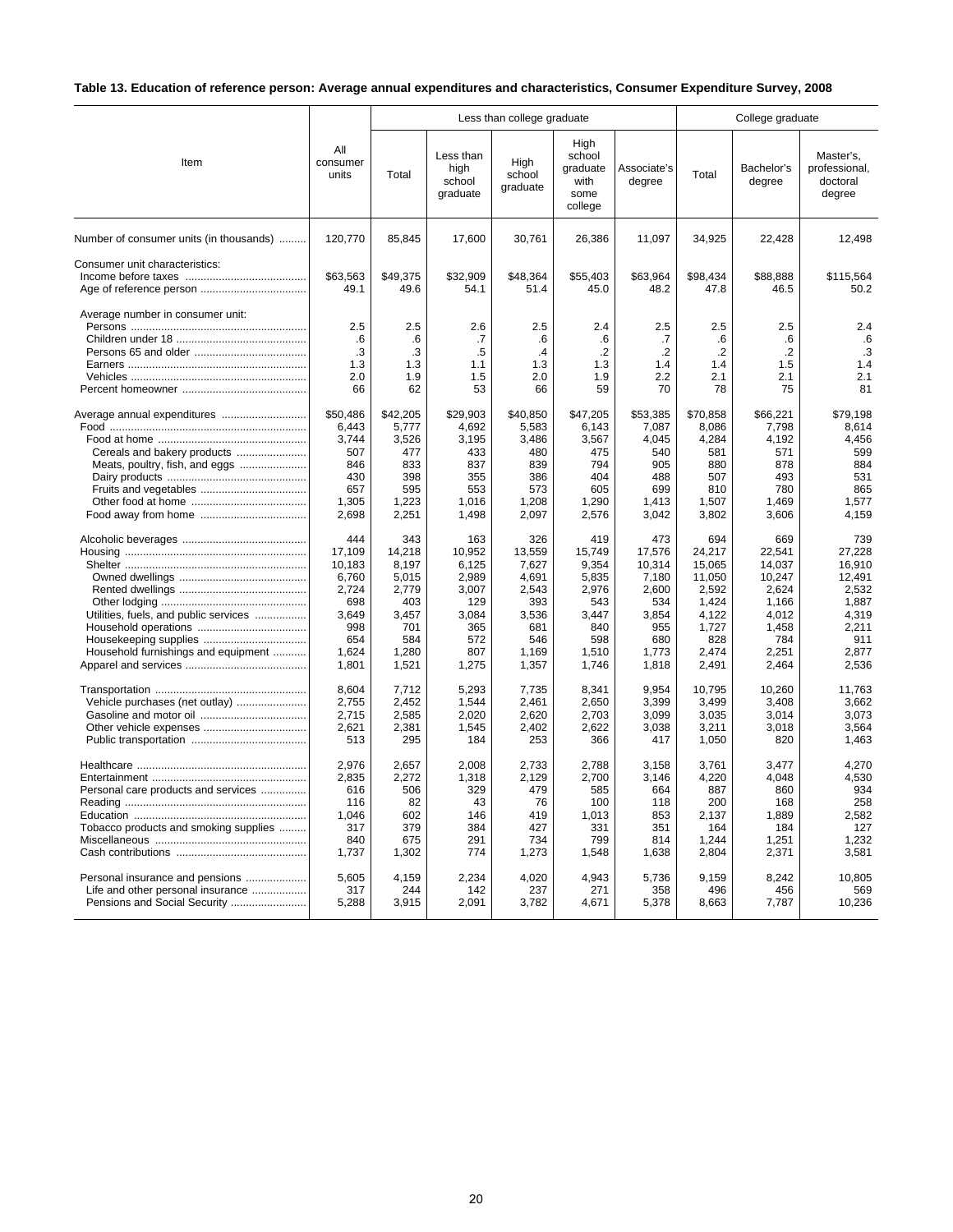**Table 13. Education of reference person: Average annual expenditures and characteristics, Consumer Expenditure Survey, 2008**

| Item | All consumer units | Less than college graduate | | | | | College graduate | | |
|---|---|---|---|---|---|---|---|---|---|
| | | Total | Less than high school graduate | High school graduate | High school graduate with some college | Associate's degree | Total | Bachelor's degree | Master's, professional, doctoral degree |
| Number of consumer units (in thousands) | 120,770 | 85,845 | 17,600 | 30,761 | 26,386 | 11,097 | 34,925 | 22,428 | 12,498 |
| Consumer unit characteristics: | | | | | | | | | |
| Income before taxes | $63,563 | $49,375 | $32,909 | $48,364 | $55,403 | $63,964 | $98,434 | $88,888 | $115,564 |
| Age of reference person | 49.1 | 49.6 | 54.1 | 51.4 | 45.0 | 48.2 | 47.8 | 46.5 | 50.2 |
| Average number in consumer unit: | | | | | | | | | |
| Persons | 2.5 | 2.5 | 2.6 | 2.5 | 2.4 | 2.5 | 2.5 | 2.5 | 2.4 |
| Children under 18 | .6 | .6 | .7 | .6 | .6 | .7 | .6 | .6 | .6 |
| Persons 65 and older | .3 | .3 | .5 | .4 | .2 | .2 | .2 | .2 | .3 |
| Earners | 1.3 | 1.3 | 1.1 | 1.3 | 1.3 | 1.4 | 1.4 | 1.5 | 1.4 |
| Vehicles | 2.0 | 1.9 | 1.5 | 2.0 | 1.9 | 2.2 | 2.1 | 2.1 | 2.1 |
| Percent homeowner | 66 | 62 | 53 | 66 | 59 | 70 | 78 | 75 | 81 |
| Average annual expenditures | $50,486 | $42,205 | $29,903 | $40,850 | $47,205 | $53,385 | $70,858 | $66,221 | $79,198 |
| Food | 6,443 | 5,777 | 4,692 | 5,583 | 6,143 | 7,087 | 8,086 | 7,798 | 8,614 |
| Food at home | 3,744 | 3,526 | 3,195 | 3,486 | 3,567 | 4,045 | 4,284 | 4,192 | 4,456 |
| Cereals and bakery products | 507 | 477 | 433 | 480 | 475 | 540 | 581 | 571 | 599 |
| Meats, poultry, fish, and eggs | 846 | 833 | 837 | 839 | 794 | 905 | 880 | 878 | 884 |
| Dairy products | 430 | 398 | 355 | 386 | 404 | 488 | 507 | 493 | 531 |
| Fruits and vegetables | 657 | 595 | 553 | 573 | 605 | 699 | 810 | 780 | 865 |
| Other food at home | 1,305 | 1,223 | 1,016 | 1,208 | 1,290 | 1,413 | 1,507 | 1,469 | 1,577 |
| Food away from home | 2,698 | 2,251 | 1,498 | 2,097 | 2,576 | 3,042 | 3,802 | 3,606 | 4,159 |
| Alcoholic beverages | 444 | 343 | 163 | 326 | 419 | 473 | 694 | 669 | 739 |
| Housing | 17,109 | 14,218 | 10,952 | 13,559 | 15,749 | 17,576 | 24,217 | 22,541 | 27,228 |
| Shelter | 10,183 | 8,197 | 6,125 | 7,627 | 9,354 | 10,314 | 15,065 | 14,037 | 16,910 |
| Owned dwellings | 6,760 | 5,015 | 2,989 | 4,691 | 5,835 | 7,180 | 11,050 | 10,247 | 12,491 |
| Rented dwellings | 2,724 | 2,779 | 3,007 | 2,543 | 2,976 | 2,600 | 2,592 | 2,624 | 2,532 |
| Other lodging | 698 | 403 | 129 | 393 | 543 | 534 | 1,424 | 1,166 | 1,887 |
| Utilities, fuels, and public services | 3,649 | 3,457 | 3,084 | 3,536 | 3,447 | 3,854 | 4,122 | 4,012 | 4,319 |
| Household operations | 998 | 701 | 365 | 681 | 840 | 955 | 1,727 | 1,458 | 2,211 |
| Housekeeping supplies | 654 | 584 | 572 | 546 | 598 | 680 | 828 | 784 | 911 |
| Household furnishings and equipment | 1,624 | 1,280 | 807 | 1,169 | 1,510 | 1,773 | 2,474 | 2,251 | 2,877 |
| Apparel and services | 1,801 | 1,521 | 1,275 | 1,357 | 1,746 | 1,818 | 2,491 | 2,464 | 2,536 |
| Transportation | 8,604 | 7,712 | 5,293 | 7,735 | 8,341 | 9,954 | 10,795 | 10,260 | 11,763 |
| Vehicle purchases (net outlay) | 2,755 | 2,452 | 1,544 | 2,461 | 2,650 | 3,399 | 3,499 | 3,408 | 3,662 |
| Gasoline and motor oil | 2,715 | 2,585 | 2,020 | 2,620 | 2,703 | 3,099 | 3,035 | 3,014 | 3,073 |
| Other vehicle expenses | 2,621 | 2,381 | 1,545 | 2,402 | 2,622 | 3,038 | 3,211 | 3,018 | 3,564 |
| Public transportation | 513 | 295 | 184 | 253 | 366 | 417 | 1,050 | 820 | 1,463 |
| Healthcare | 2,976 | 2,657 | 2,008 | 2,733 | 2,788 | 3,158 | 3,761 | 3,477 | 4,270 |
| Entertainment | 2,835 | 2,272 | 1,318 | 2,129 | 2,700 | 3,146 | 4,220 | 4,048 | 4,530 |
| Personal care products and services | 616 | 506 | 329 | 479 | 585 | 664 | 887 | 860 | 934 |
| Reading | 116 | 82 | 43 | 76 | 100 | 118 | 200 | 168 | 258 |
| Education | 1,046 | 602 | 146 | 419 | 1,013 | 853 | 2,137 | 1,889 | 2,582 |
| Tobacco products and smoking supplies | 317 | 379 | 384 | 427 | 331 | 351 | 164 | 184 | 127 |
| Miscellaneous | 840 | 675 | 291 | 734 | 799 | 814 | 1,244 | 1,251 | 1,232 |
| Cash contributions | 1,737 | 1,302 | 774 | 1,273 | 1,548 | 1,638 | 2,804 | 2,371 | 3,581 |
| Personal insurance and pensions | 5,605 | 4,159 | 2,234 | 4,020 | 4,943 | 5,736 | 9,159 | 8,242 | 10,805 |
| Life and other personal insurance | 317 | 244 | 142 | 237 | 271 | 358 | 496 | 456 | 569 |
| Pensions and Social Security | 5,288 | 3,915 | 2,091 | 3,782 | 4,671 | 5,378 | 8,663 | 7,787 | 10,236 |